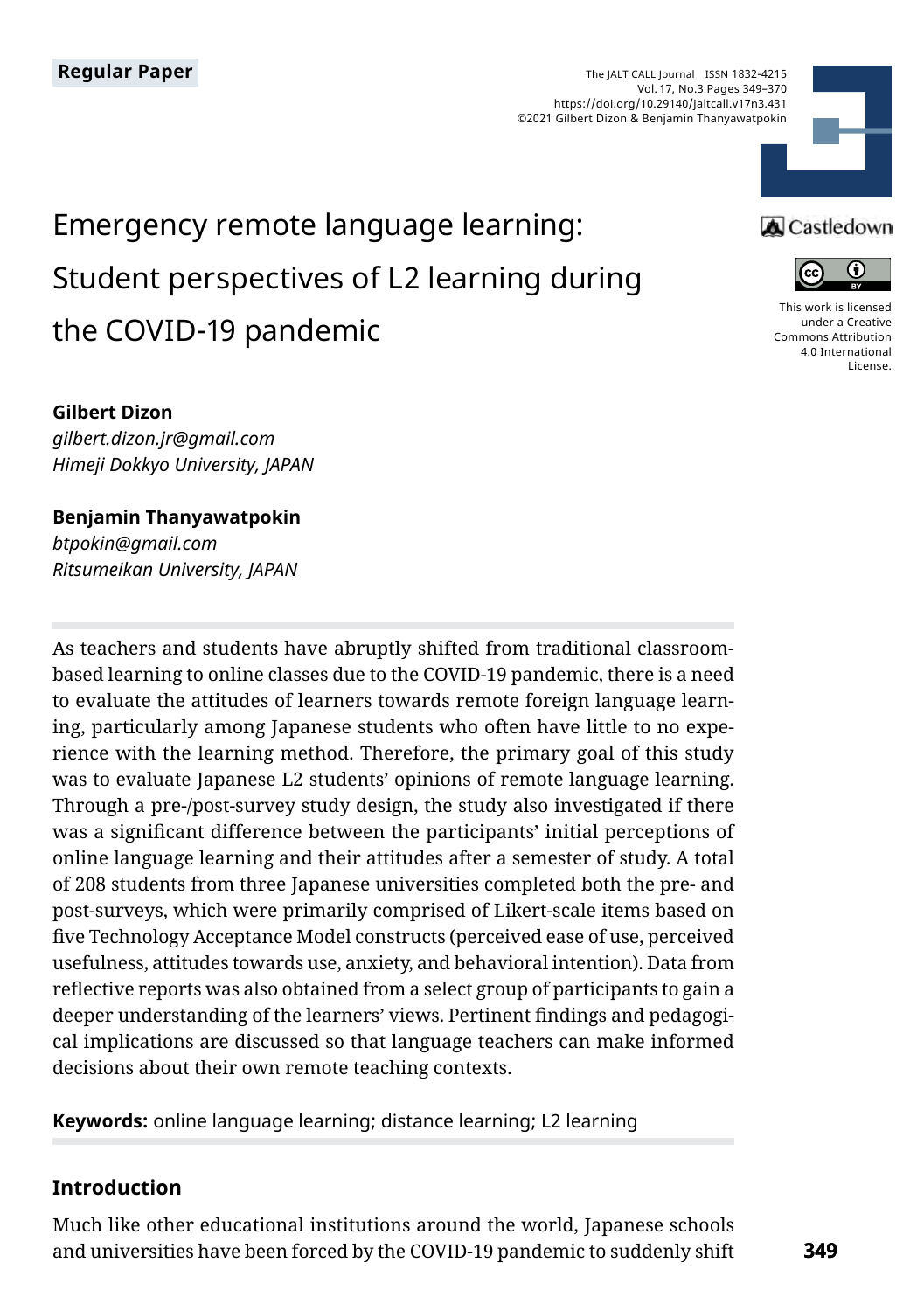Regular Paper

The JALT CALL Journal ISSN 1832-4215
Vol. 17, No.3 Pages 349–370
https://doi.org/10.29140/jaltcall.v17n3.431
©2021 Gilbert Dizon & Benjamin Thanyawatpokin

Castledown

This work is licensed under a Creative Commons Attribution 4.0 International License.

# Emergency remote language learning: Student perspectives of L2 learning during the COVID-19 pandemic

**Gilbert Dizon**
*gilbert.dizon.jr@gmail.com*
*Himeji Dokkyo University, JAPAN*

**Benjamin Thanyawatpokin**
*btpokin@gmail.com*
*Ritsumeikan University, JAPAN*

As teachers and students have abruptly shifted from traditional classroom-based learning to online classes due to the COVID-19 pandemic, there is a need to evaluate the attitudes of learners towards remote foreign language learning, particularly among Japanese students who often have little to no experience with the learning method. Therefore, the primary goal of this study was to evaluate Japanese L2 students' opinions of remote language learning. Through a pre-/post-survey study design, the study also investigated if there was a significant difference between the participants' initial perceptions of online language learning and their attitudes after a semester of study. A total of 208 students from three Japanese universities completed both the pre- and post-surveys, which were primarily comprised of Likert-scale items based on five Technology Acceptance Model constructs (perceived ease of use, perceived usefulness, attitudes towards use, anxiety, and behavioral intention). Data from reflective reports was also obtained from a select group of participants to gain a deeper understanding of the learners' views. Pertinent findings and pedagogical implications are discussed so that language teachers can make informed decisions about their own remote teaching contexts.

**Keywords:** online language learning; distance learning; L2 learning

## Introduction

Much like other educational institutions around the world, Japanese schools and universities have been forced by the COVID-19 pandemic to suddenly shift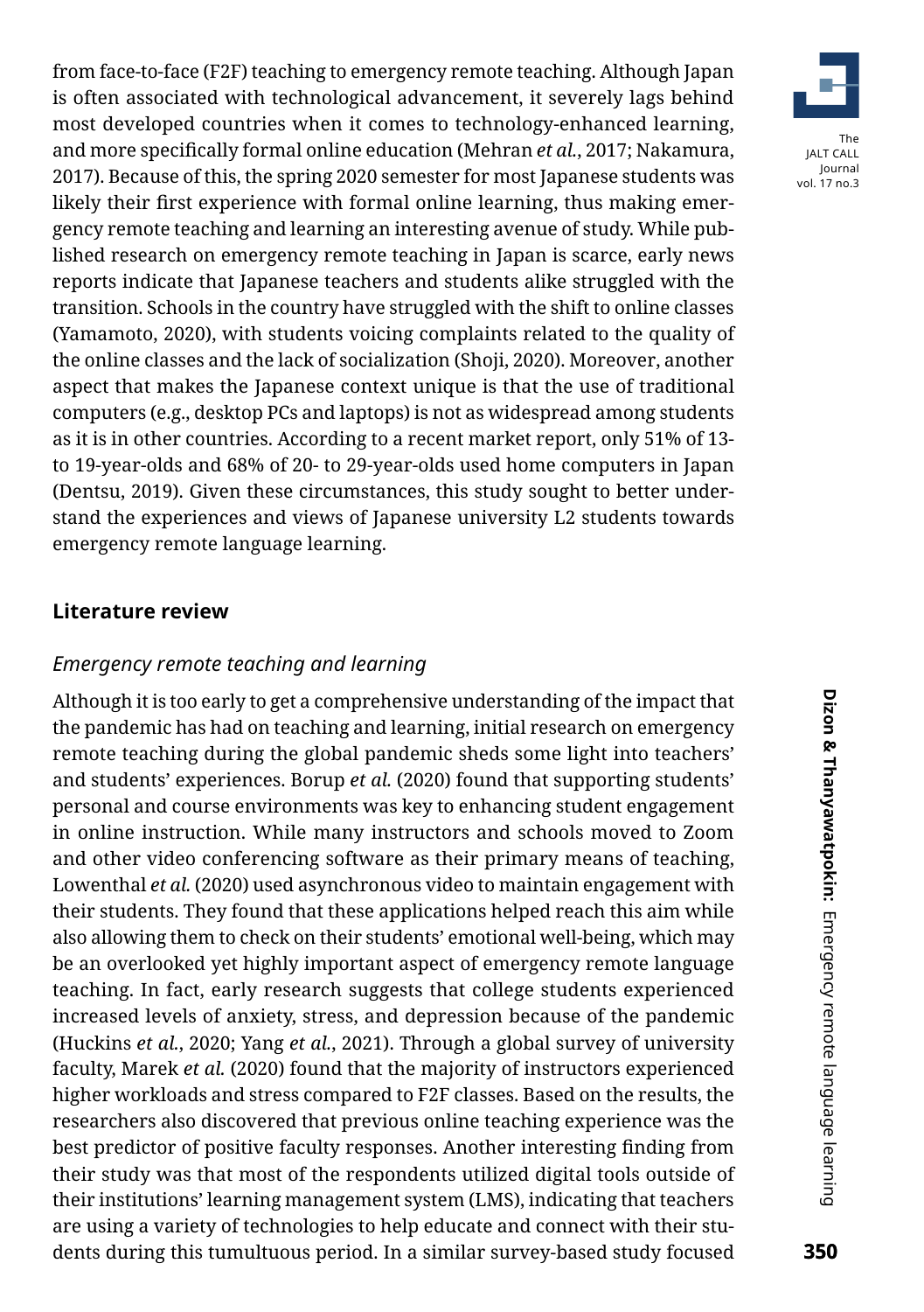from face-to-face (F2F) teaching to emergency remote teaching. Although Japan is often associated with technological advancement, it severely lags behind most developed countries when it comes to technology-enhanced learning, and more specifically formal online education (Mehran *et al.*, 2017; Nakamura, 2017). Because of this, the spring 2020 semester for most Japanese students was likely their first experience with formal online learning, thus making emergency remote teaching and learning an interesting avenue of study. While published research on emergency remote teaching in Japan is scarce, early news reports indicate that Japanese teachers and students alike struggled with the transition. Schools in the country have struggled with the shift to online classes (Yamamoto, 2020), with students voicing complaints related to the quality of the online classes and the lack of socialization (Shoji, 2020). Moreover, another aspect that makes the Japanese context unique is that the use of traditional computers (e.g., desktop PCs and laptops) is not as widespread among students as it is in other countries. According to a recent market report, only 51% of 13- to 19-year-olds and 68% of 20- to 29-year-olds used home computers in Japan (Dentsu, 2019). Given these circumstances, this study sought to better understand the experiences and views of Japanese university L2 students towards emergency remote language learning.

## Literature review

### *Emergency remote teaching and learning*

Although it is too early to get a comprehensive understanding of the impact that the pandemic has had on teaching and learning, initial research on emergency remote teaching during the global pandemic sheds some light into teachers' and students' experiences. Borup *et al.* (2020) found that supporting students' personal and course environments was key to enhancing student engagement in online instruction. While many instructors and schools moved to Zoom and other video conferencing software as their primary means of teaching, Lowenthal *et al.* (2020) used asynchronous video to maintain engagement with their students. They found that these applications helped reach this aim while also allowing them to check on their students' emotional well-being, which may be an overlooked yet highly important aspect of emergency remote language teaching. In fact, early research suggests that college students experienced increased levels of anxiety, stress, and depression because of the pandemic (Huckins *et al.*, 2020; Yang *et al.*, 2021). Through a global survey of university faculty, Marek *et al.* (2020) found that the majority of instructors experienced higher workloads and stress compared to F2F classes. Based on the results, the researchers also discovered that previous online teaching experience was the best predictor of positive faculty responses. Another interesting finding from their study was that most of the respondents utilized digital tools outside of their institutions' learning management system (LMS), indicating that teachers are using a variety of technologies to help educate and connect with their students during this tumultuous period. In a similar survey-based study focused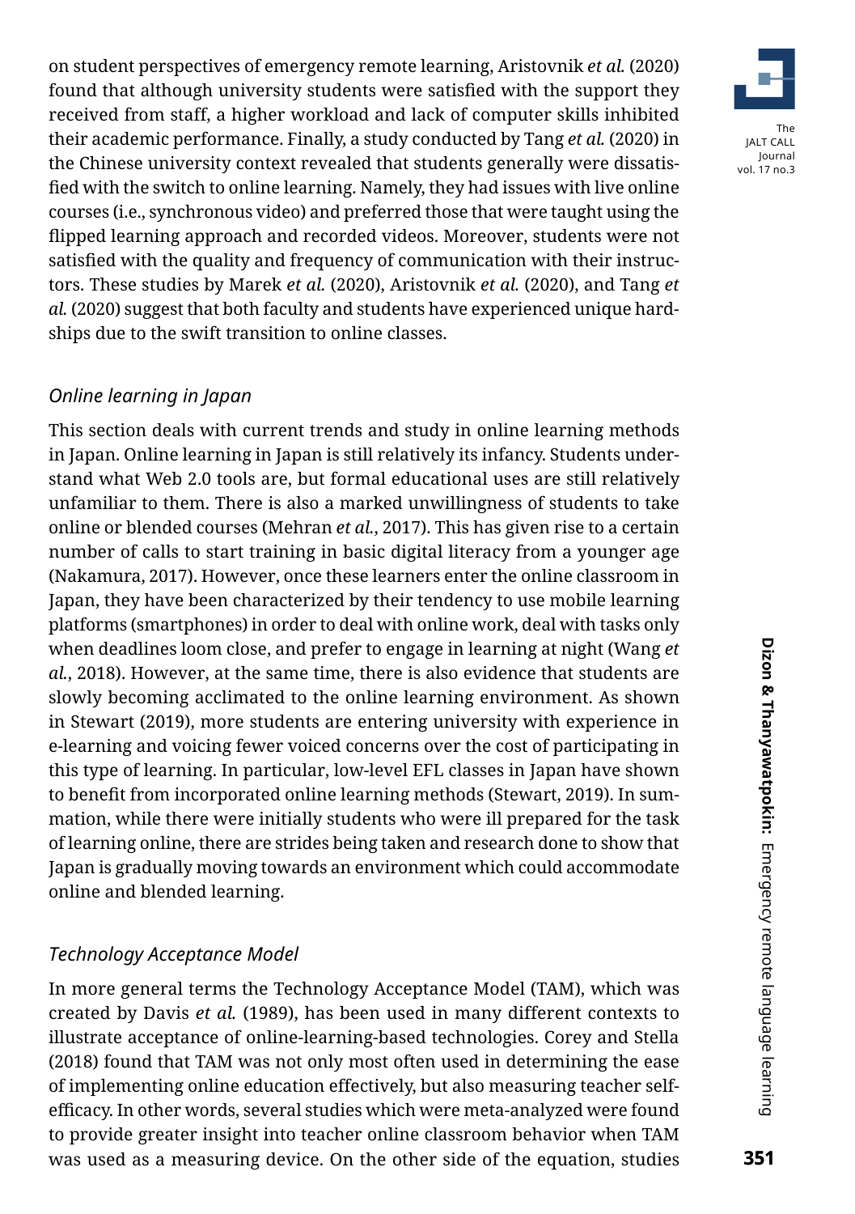on student perspectives of emergency remote learning, Aristovnik *et al.* (2020) found that although university students were satisfied with the support they received from staff, a higher workload and lack of computer skills inhibited their academic performance. Finally, a study conducted by Tang *et al.* (2020) in the Chinese university context revealed that students generally were dissatisfied with the switch to online learning. Namely, they had issues with live online courses (i.e., synchronous video) and preferred those that were taught using the flipped learning approach and recorded videos. Moreover, students were not satisfied with the quality and frequency of communication with their instructors. These studies by Marek *et al.* (2020), Aristovnik *et al.* (2020), and Tang *et al.* (2020) suggest that both faculty and students have experienced unique hardships due to the swift transition to online classes.

### *Online learning in Japan*

This section deals with current trends and study in online learning methods in Japan. Online learning in Japan is still relatively its infancy. Students understand what Web 2.0 tools are, but formal educational uses are still relatively unfamiliar to them. There is also a marked unwillingness of students to take online or blended courses (Mehran *et al.*, 2017). This has given rise to a certain number of calls to start training in basic digital literacy from a younger age (Nakamura, 2017). However, once these learners enter the online classroom in Japan, they have been characterized by their tendency to use mobile learning platforms (smartphones) in order to deal with online work, deal with tasks only when deadlines loom close, and prefer to engage in learning at night (Wang *et al.*, 2018). However, at the same time, there is also evidence that students are slowly becoming acclimated to the online learning environment. As shown in Stewart (2019), more students are entering university with experience in e-learning and voicing fewer voiced concerns over the cost of participating in this type of learning. In particular, low-level EFL classes in Japan have shown to benefit from incorporated online learning methods (Stewart, 2019). In summation, while there were initially students who were ill prepared for the task of learning online, there are strides being taken and research done to show that Japan is gradually moving towards an environment which could accommodate online and blended learning.

### *Technology Acceptance Model*

In more general terms the Technology Acceptance Model (TAM), which was created by Davis *et al.* (1989), has been used in many different contexts to illustrate acceptance of online-learning-based technologies. Corey and Stella (2018) found that TAM was not only most often used in determining the ease of implementing online education effectively, but also measuring teacher self-efficacy. In other words, several studies which were meta-analyzed were found to provide greater insight into teacher online classroom behavior when TAM was used as a measuring device. On the other side of the equation, studies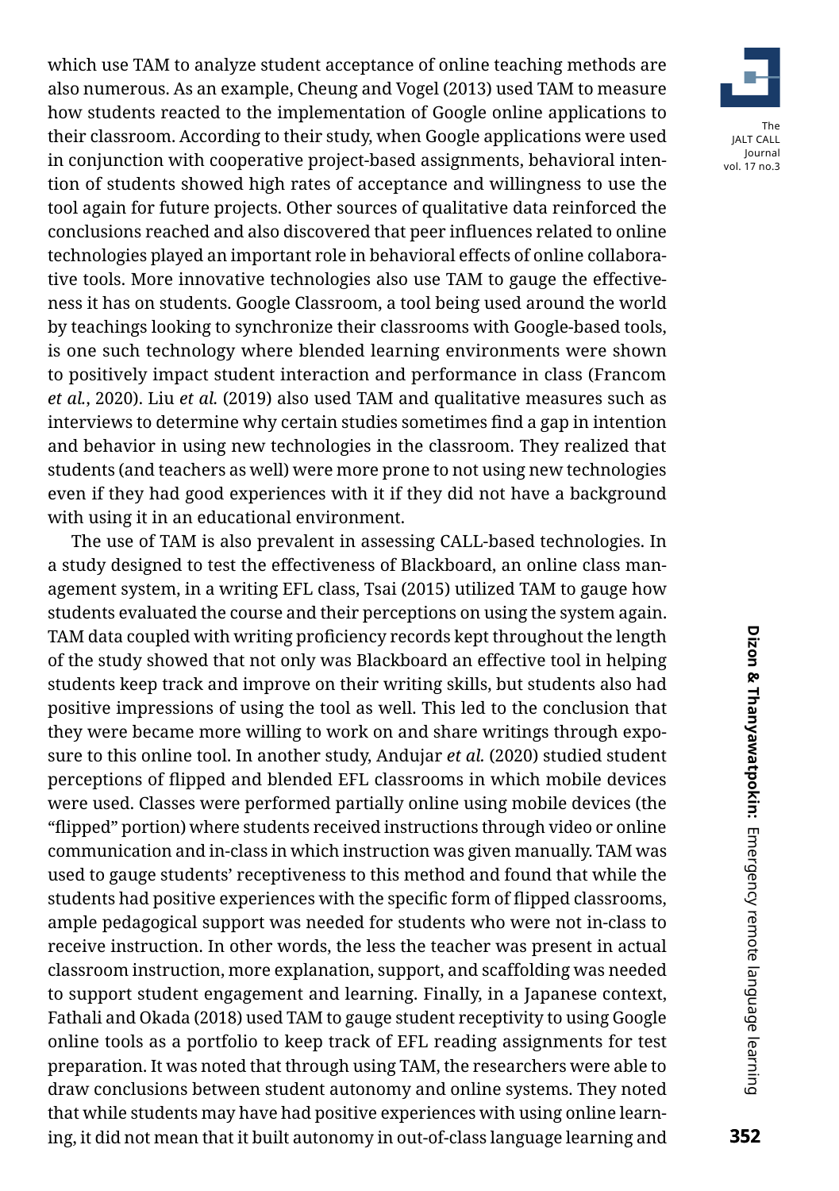which use TAM to analyze student acceptance of online teaching methods are also numerous. As an example, Cheung and Vogel (2013) used TAM to measure how students reacted to the implementation of Google online applications to their classroom. According to their study, when Google applications were used in conjunction with cooperative project-based assignments, behavioral intention of students showed high rates of acceptance and willingness to use the tool again for future projects. Other sources of qualitative data reinforced the conclusions reached and also discovered that peer influences related to online technologies played an important role in behavioral effects of online collaborative tools. More innovative technologies also use TAM to gauge the effectiveness it has on students. Google Classroom, a tool being used around the world by teachings looking to synchronize their classrooms with Google-based tools, is one such technology where blended learning environments were shown to positively impact student interaction and performance in class (Francom *et al.*, 2020). Liu *et al.* (2019) also used TAM and qualitative measures such as interviews to determine why certain studies sometimes find a gap in intention and behavior in using new technologies in the classroom. They realized that students (and teachers as well) were more prone to not using new technologies even if they had good experiences with it if they did not have a background with using it in an educational environment.

The use of TAM is also prevalent in assessing CALL-based technologies. In a study designed to test the effectiveness of Blackboard, an online class management system, in a writing EFL class, Tsai (2015) utilized TAM to gauge how students evaluated the course and their perceptions on using the system again. TAM data coupled with writing proficiency records kept throughout the length of the study showed that not only was Blackboard an effective tool in helping students keep track and improve on their writing skills, but students also had positive impressions of using the tool as well. This led to the conclusion that they were became more willing to work on and share writings through exposure to this online tool. In another study, Andujar *et al.* (2020) studied student perceptions of flipped and blended EFL classrooms in which mobile devices were used. Classes were performed partially online using mobile devices (the "flipped" portion) where students received instructions through video or online communication and in-class in which instruction was given manually. TAM was used to gauge students' receptiveness to this method and found that while the students had positive experiences with the specific form of flipped classrooms, ample pedagogical support was needed for students who were not in-class to receive instruction. In other words, the less the teacher was present in actual classroom instruction, more explanation, support, and scaffolding was needed to support student engagement and learning. Finally, in a Japanese context, Fathali and Okada (2018) used TAM to gauge student receptivity to using Google online tools as a portfolio to keep track of EFL reading assignments for test preparation. It was noted that through using TAM, the researchers were able to draw conclusions between student autonomy and online systems. They noted that while students may have had positive experiences with using online learning, it did not mean that it built autonomy in out-of-class language learning and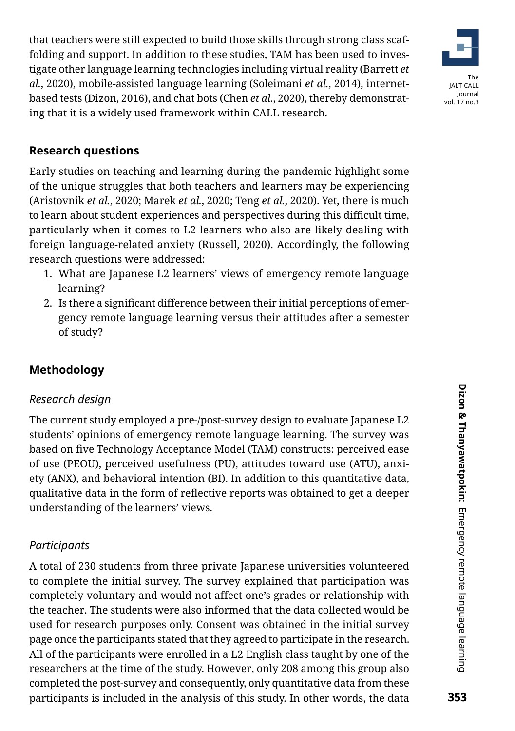that teachers were still expected to build those skills through strong class scaffolding and support. In addition to these studies, TAM has been used to investigate other language learning technologies including virtual reality (Barrett *et al.*, 2020), mobile-assisted language learning (Soleimani *et al.*, 2014), internet-based tests (Dizon, 2016), and chat bots (Chen *et al.*, 2020), thereby demonstrating that it is a widely used framework within CALL research.

## Research questions

Early studies on teaching and learning during the pandemic highlight some of the unique struggles that both teachers and learners may be experiencing (Aristovnik *et al.*, 2020; Marek *et al.*, 2020; Teng *et al.*, 2020). Yet, there is much to learn about student experiences and perspectives during this difficult time, particularly when it comes to L2 learners who also are likely dealing with foreign language-related anxiety (Russell, 2020). Accordingly, the following research questions were addressed:

1. What are Japanese L2 learners' views of emergency remote language learning?
2. Is there a significant difference between their initial perceptions of emergency remote language learning versus their attitudes after a semester of study?

## Methodology

### *Research design*

The current study employed a pre-/post-survey design to evaluate Japanese L2 students' opinions of emergency remote language learning. The survey was based on five Technology Acceptance Model (TAM) constructs: perceived ease of use (PEOU), perceived usefulness (PU), attitudes toward use (ATU), anxiety (ANX), and behavioral intention (BI). In addition to this quantitative data, qualitative data in the form of reflective reports was obtained to get a deeper understanding of the learners' views.

### *Participants*

A total of 230 students from three private Japanese universities volunteered to complete the initial survey. The survey explained that participation was completely voluntary and would not affect one's grades or relationship with the teacher. The students were also informed that the data collected would be used for research purposes only. Consent was obtained in the initial survey page once the participants stated that they agreed to participate in the research. All of the participants were enrolled in a L2 English class taught by one of the researchers at the time of the study. However, only 208 among this group also completed the post-survey and consequently, only quantitative data from these participants is included in the analysis of this study. In other words, the data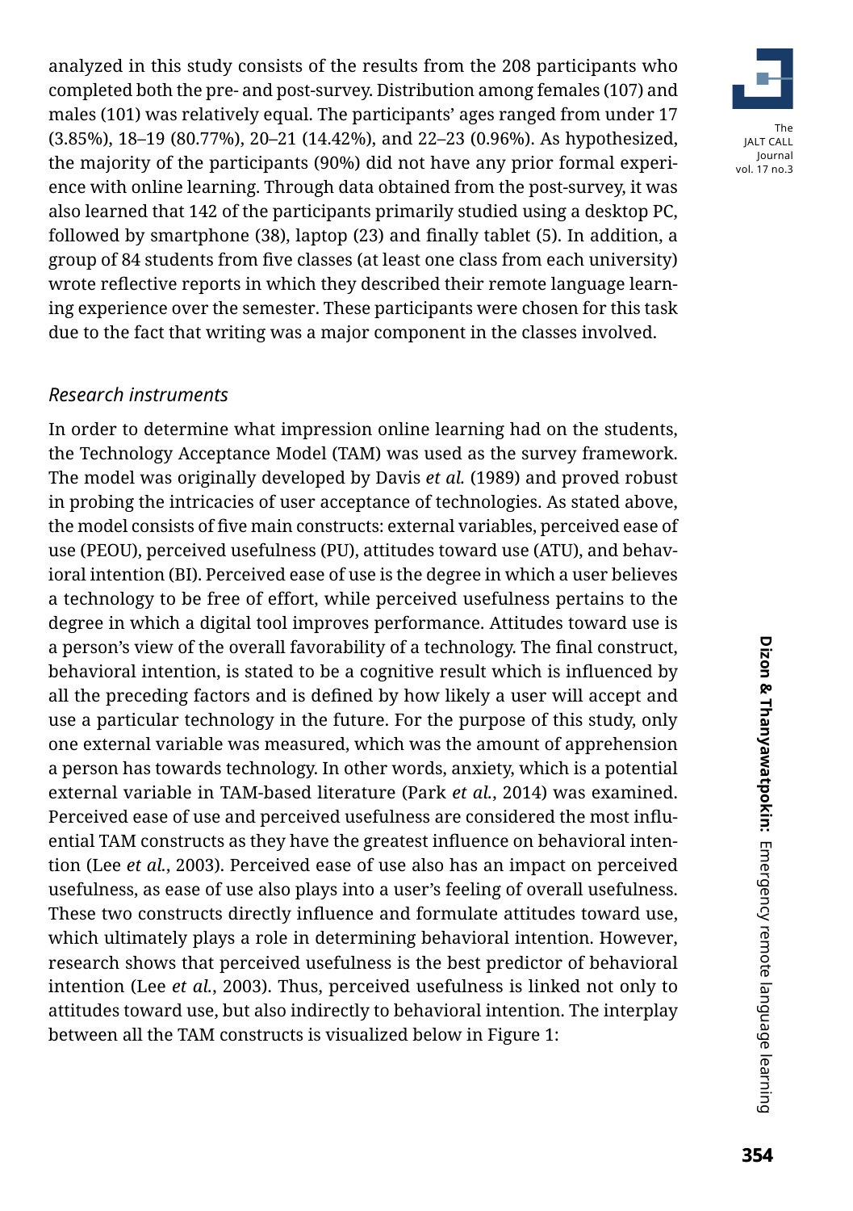analyzed in this study consists of the results from the 208 participants who completed both the pre- and post-survey. Distribution among females (107) and males (101) was relatively equal. The participants' ages ranged from under 17 (3.85%), 18–19 (80.77%), 20–21 (14.42%), and 22–23 (0.96%). As hypothesized, the majority of the participants (90%) did not have any prior formal experience with online learning. Through data obtained from the post-survey, it was also learned that 142 of the participants primarily studied using a desktop PC, followed by smartphone (38), laptop (23) and finally tablet (5). In addition, a group of 84 students from five classes (at least one class from each university) wrote reflective reports in which they described their remote language learning experience over the semester. These participants were chosen for this task due to the fact that writing was a major component in the classes involved.

### *Research instruments*

In order to determine what impression online learning had on the students, the Technology Acceptance Model (TAM) was used as the survey framework. The model was originally developed by Davis *et al.* (1989) and proved robust in probing the intricacies of user acceptance of technologies. As stated above, the model consists of five main constructs: external variables, perceived ease of use (PEOU), perceived usefulness (PU), attitudes toward use (ATU), and behavioral intention (BI). Perceived ease of use is the degree in which a user believes a technology to be free of effort, while perceived usefulness pertains to the degree in which a digital tool improves performance. Attitudes toward use is a person's view of the overall favorability of a technology. The final construct, behavioral intention, is stated to be a cognitive result which is influenced by all the preceding factors and is defined by how likely a user will accept and use a particular technology in the future. For the purpose of this study, only one external variable was measured, which was the amount of apprehension a person has towards technology. In other words, anxiety, which is a potential external variable in TAM-based literature (Park *et al.*, 2014) was examined. Perceived ease of use and perceived usefulness are considered the most influential TAM constructs as they have the greatest influence on behavioral intention (Lee *et al.*, 2003). Perceived ease of use also has an impact on perceived usefulness, as ease of use also plays into a user's feeling of overall usefulness. These two constructs directly influence and formulate attitudes toward use, which ultimately plays a role in determining behavioral intention. However, research shows that perceived usefulness is the best predictor of behavioral intention (Lee *et al.*, 2003). Thus, perceived usefulness is linked not only to attitudes toward use, but also indirectly to behavioral intention. The interplay between all the TAM constructs is visualized below in Figure 1: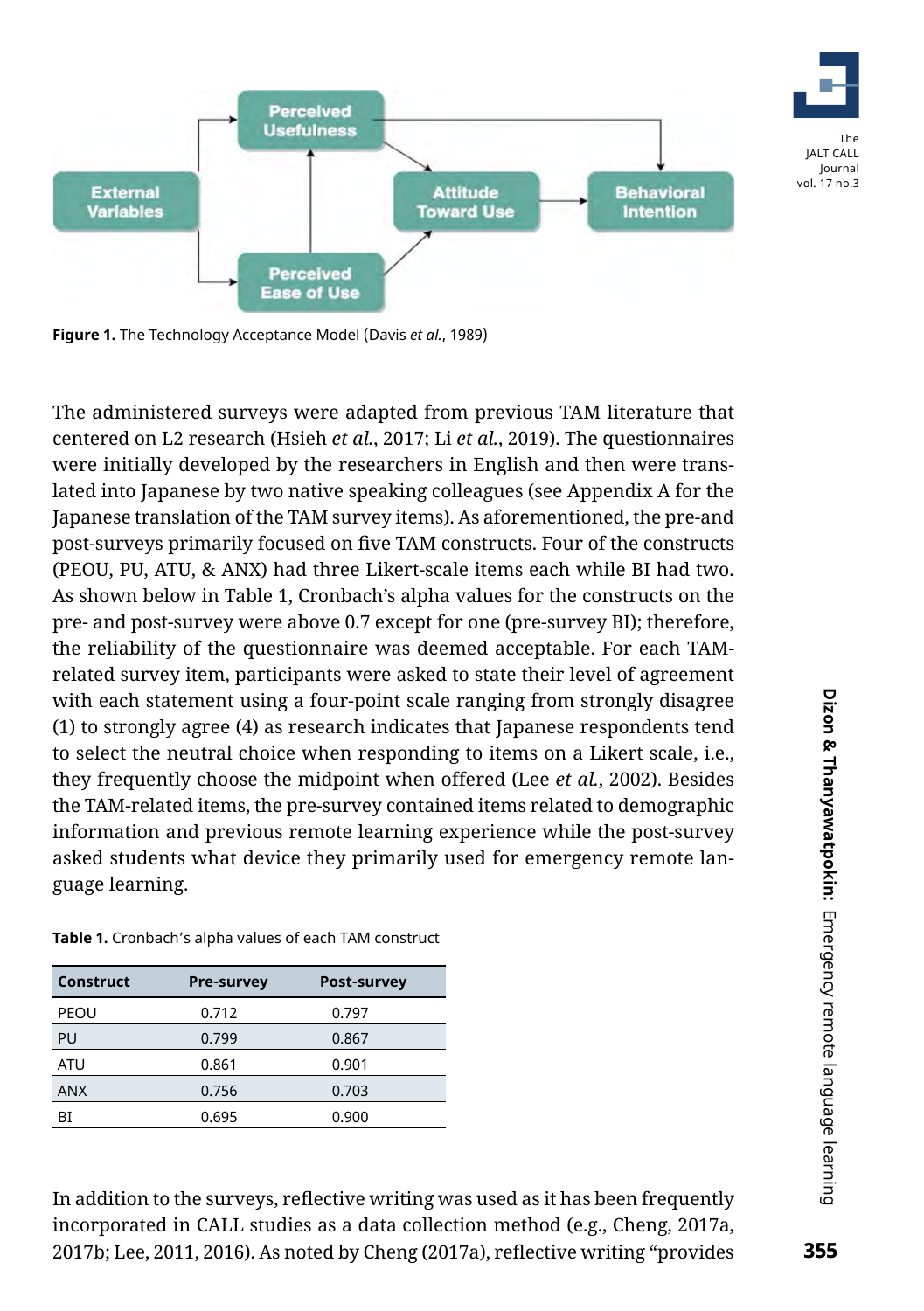Figure 1. The Technology Acceptance Model (Davis *et al.*, 1989)

The administered surveys were adapted from previous TAM literature that centered on L2 research (Hsieh *et al.*, 2017; Li *et al.*, 2019). The questionnaires were initially developed by the researchers in English and then were translated into Japanese by two native speaking colleagues (see Appendix A for the Japanese translation of the TAM survey items). As aforementioned, the pre-and post-surveys primarily focused on five TAM constructs. Four of the constructs (PEOU, PU, ATU, & ANX) had three Likert-scale items each while BI had two. As shown below in Table 1, Cronbach's alpha values for the constructs on the pre- and post-survey were above 0.7 except for one (pre-survey BI); therefore, the reliability of the questionnaire was deemed acceptable. For each TAM-related survey item, participants were asked to state their level of agreement with each statement using a four-point scale ranging from strongly disagree (1) to strongly agree (4) as research indicates that Japanese respondents tend to select the neutral choice when responding to items on a Likert scale, i.e., they frequently choose the midpoint when offered (Lee *et al.*, 2002). Besides the TAM-related items, the pre-survey contained items related to demographic information and previous remote learning experience while the post-survey asked students what device they primarily used for emergency remote language learning.

**Table 1.** Cronbach's alpha values of each TAM construct

| Construct | Pre-survey | Post-survey |
|---|---|---|
| PEOU | 0.712 | 0.797 |
| PU | 0.799 | 0.867 |
| ATU | 0.861 | 0.901 |
| ANX | 0.756 | 0.703 |
| BI | 0.695 | 0.900 |

In addition to the surveys, reflective writing was used as it has been frequently incorporated in CALL studies as a data collection method (e.g., Cheng, 2017a, 2017b; Lee, 2011, 2016). As noted by Cheng (2017a), reflective writing "provides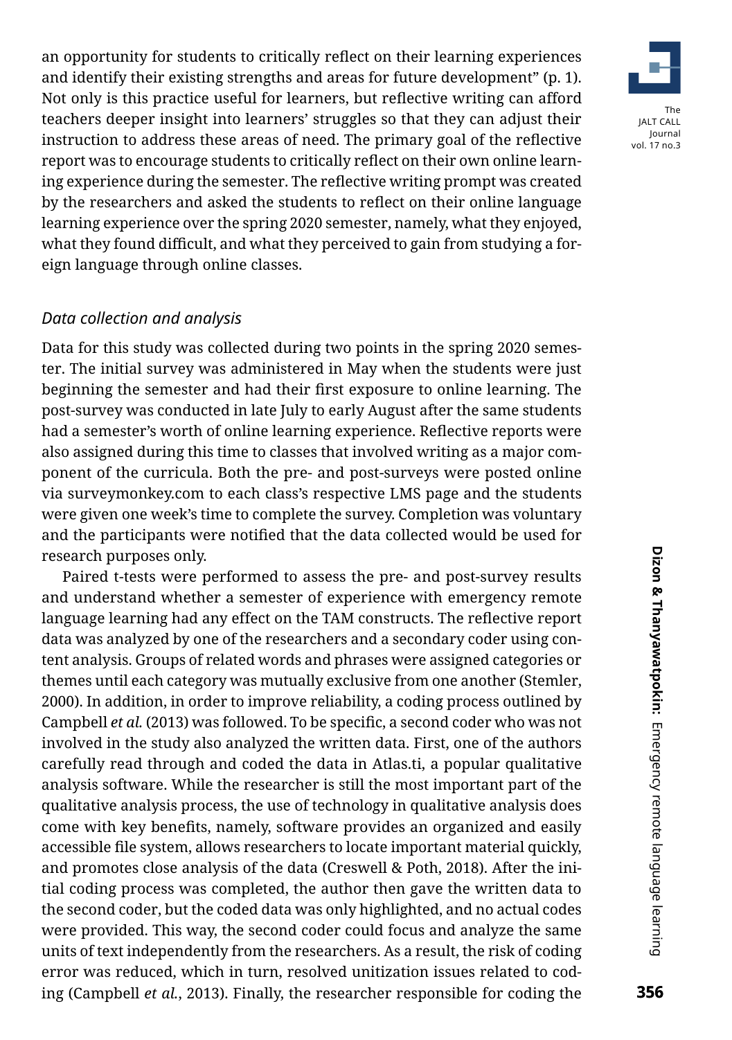an opportunity for students to critically reflect on their learning experiences and identify their existing strengths and areas for future development" (p. 1). Not only is this practice useful for learners, but reflective writing can afford teachers deeper insight into learners' struggles so that they can adjust their instruction to address these areas of need. The primary goal of the reflective report was to encourage students to critically reflect on their own online learning experience during the semester. The reflective writing prompt was created by the researchers and asked the students to reflect on their online language learning experience over the spring 2020 semester, namely, what they enjoyed, what they found difficult, and what they perceived to gain from studying a foreign language through online classes.

### *Data collection and analysis*

Data for this study was collected during two points in the spring 2020 semester. The initial survey was administered in May when the students were just beginning the semester and had their first exposure to online learning. The post-survey was conducted in late July to early August after the same students had a semester's worth of online learning experience. Reflective reports were also assigned during this time to classes that involved writing as a major component of the curricula. Both the pre- and post-surveys were posted online via surveymonkey.com to each class's respective LMS page and the students were given one week's time to complete the survey. Completion was voluntary and the participants were notified that the data collected would be used for research purposes only.

Paired t-tests were performed to assess the pre- and post-survey results and understand whether a semester of experience with emergency remote language learning had any effect on the TAM constructs. The reflective report data was analyzed by one of the researchers and a secondary coder using content analysis. Groups of related words and phrases were assigned categories or themes until each category was mutually exclusive from one another (Stemler, 2000). In addition, in order to improve reliability, a coding process outlined by Campbell *et al.* (2013) was followed. To be specific, a second coder who was not involved in the study also analyzed the written data. First, one of the authors carefully read through and coded the data in Atlas.ti, a popular qualitative analysis software. While the researcher is still the most important part of the qualitative analysis process, the use of technology in qualitative analysis does come with key benefits, namely, software provides an organized and easily accessible file system, allows researchers to locate important material quickly, and promotes close analysis of the data (Creswell & Poth, 2018). After the initial coding process was completed, the author then gave the written data to the second coder, but the coded data was only highlighted, and no actual codes were provided. This way, the second coder could focus and analyze the same units of text independently from the researchers. As a result, the risk of coding error was reduced, which in turn, resolved unitization issues related to coding (Campbell *et al.*, 2013). Finally, the researcher responsible for coding the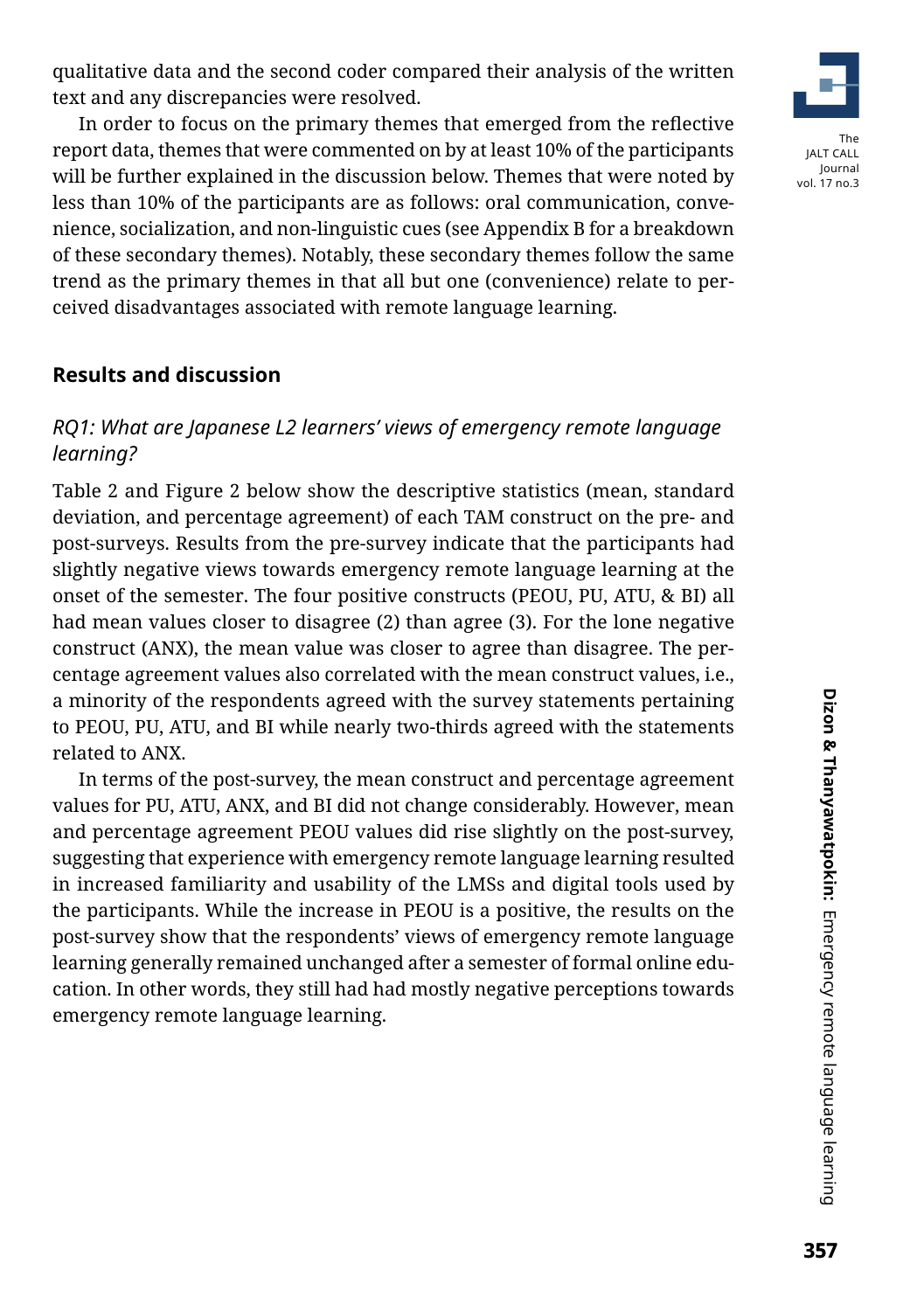qualitative data and the second coder compared their analysis of the written text and any discrepancies were resolved.

In order to focus on the primary themes that emerged from the reflective report data, themes that were commented on by at least 10% of the participants will be further explained in the discussion below. Themes that were noted by less than 10% of the participants are as follows: oral communication, convenience, socialization, and non-linguistic cues (see Appendix B for a breakdown of these secondary themes). Notably, these secondary themes follow the same trend as the primary themes in that all but one (convenience) relate to perceived disadvantages associated with remote language learning.

## Results and discussion

### *RQ1: What are Japanese L2 learners' views of emergency remote language learning?*

Table 2 and Figure 2 below show the descriptive statistics (mean, standard deviation, and percentage agreement) of each TAM construct on the pre- and post-surveys. Results from the pre-survey indicate that the participants had slightly negative views towards emergency remote language learning at the onset of the semester. The four positive constructs (PEOU, PU, ATU, & BI) all had mean values closer to disagree (2) than agree (3). For the lone negative construct (ANX), the mean value was closer to agree than disagree. The percentage agreement values also correlated with the mean construct values, i.e., a minority of the respondents agreed with the survey statements pertaining to PEOU, PU, ATU, and BI while nearly two-thirds agreed with the statements related to ANX.

In terms of the post-survey, the mean construct and percentage agreement values for PU, ATU, ANX, and BI did not change considerably. However, mean and percentage agreement PEOU values did rise slightly on the post-survey, suggesting that experience with emergency remote language learning resulted in increased familiarity and usability of the LMSs and digital tools used by the participants. While the increase in PEOU is a positive, the results on the post-survey show that the respondents' views of emergency remote language learning generally remained unchanged after a semester of formal online education. In other words, they still had had mostly negative perceptions towards emergency remote language learning.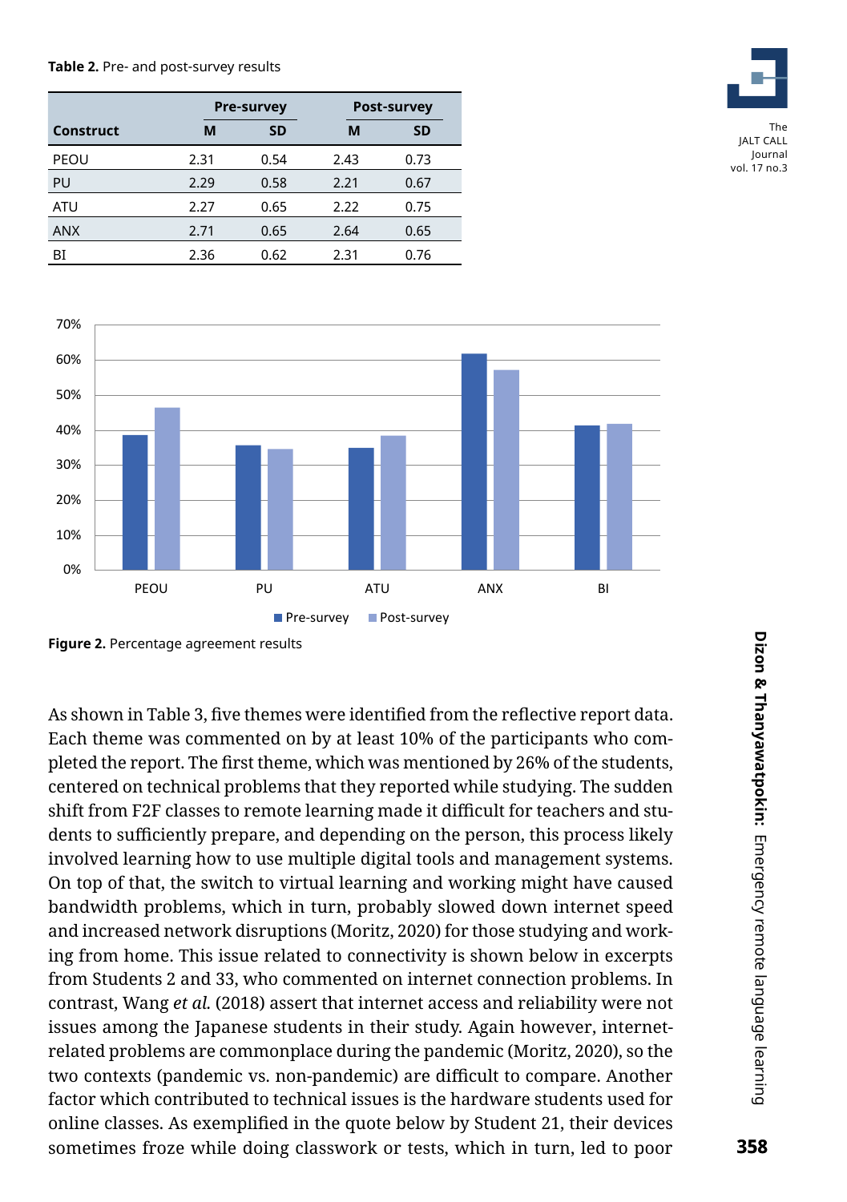**Table 2.** Pre- and post-survey results

| Construct | Pre-survey | | Post-survey | |
|---|---|---|---|---|
| | M | SD | M | SD |
| PEOU | 2.31 | 0.54 | 2.43 | 0.73 |
| PU | 2.29 | 0.58 | 2.21 | 0.67 |
| ATU | 2.27 | 0.65 | 2.22 | 0.75 |
| ANX | 2.71 | 0.65 | 2.64 | 0.65 |
| BI | 2.36 | 0.62 | 2.31 | 0.76 |

**Figure 2.** Percentage agreement results

As shown in Table 3, five themes were identified from the reflective report data. Each theme was commented on by at least 10% of the participants who completed the report. The first theme, which was mentioned by 26% of the students, centered on technical problems that they reported while studying. The sudden shift from F2F classes to remote learning made it difficult for teachers and students to sufficiently prepare, and depending on the person, this process likely involved learning how to use multiple digital tools and management systems. On top of that, the switch to virtual learning and working might have caused bandwidth problems, which in turn, probably slowed down internet speed and increased network disruptions (Moritz, 2020) for those studying and working from home. This issue related to connectivity is shown below in excerpts from Students 2 and 33, who commented on internet connection problems. In contrast, Wang *et al.* (2018) assert that internet access and reliability were not issues among the Japanese students in their study. Again however, internet-related problems are commonplace during the pandemic (Moritz, 2020), so the two contexts (pandemic vs. non-pandemic) are difficult to compare. Another factor which contributed to technical issues is the hardware students used for online classes. As exemplified in the quote below by Student 21, their devices sometimes froze while doing classwork or tests, which in turn, led to poor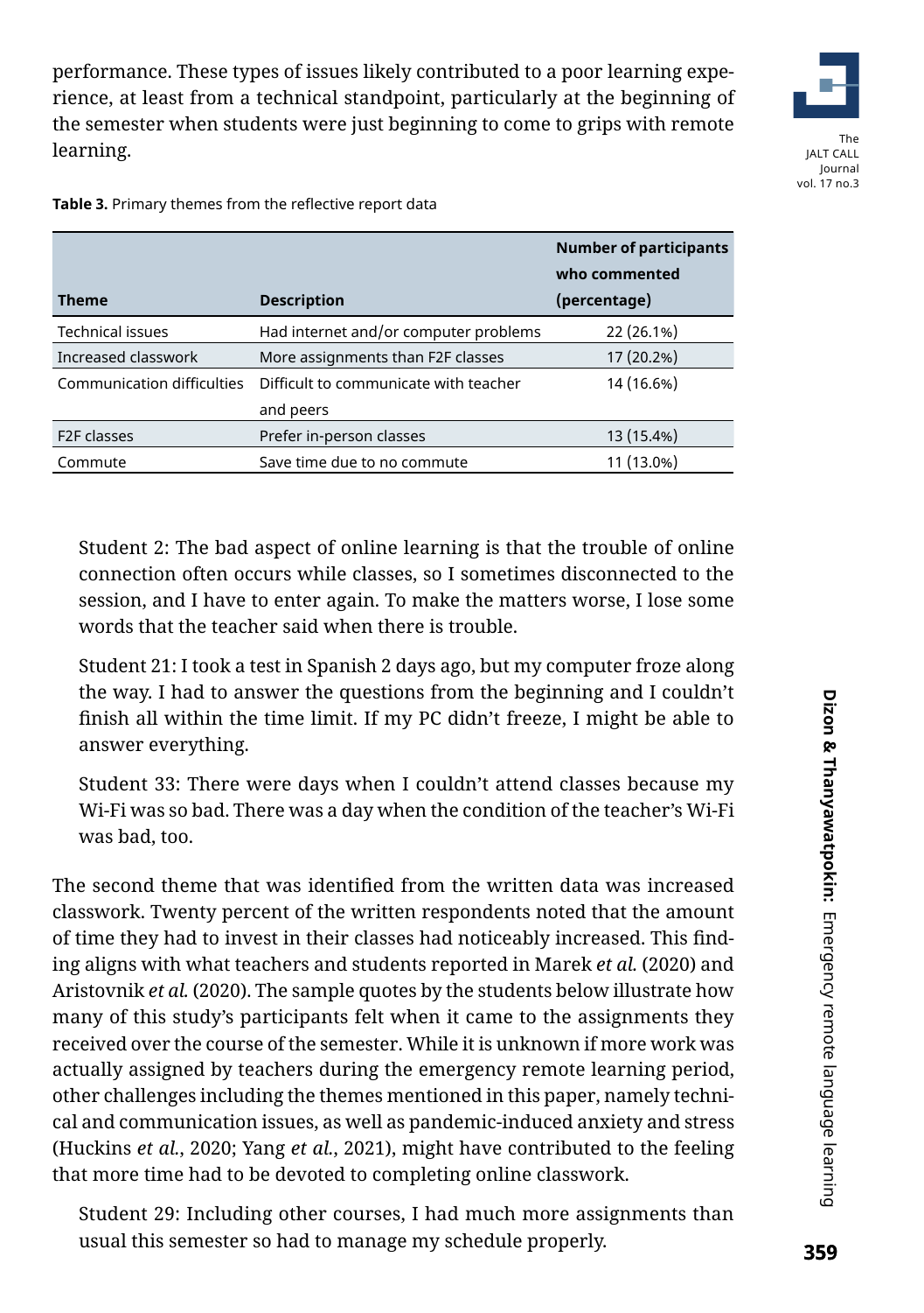performance. These types of issues likely contributed to a poor learning experience, at least from a technical standpoint, particularly at the beginning of the semester when students were just beginning to come to grips with remote learning.

**Table 3.** Primary themes from the reflective report data

| Theme | Description | Number of participants who commented (percentage) |
|---|---|---|
| Technical issues | Had internet and/or computer problems | 22 (26.1%) |
| Increased classwork | More assignments than F2F classes | 17 (20.2%) |
| Communication difficulties | Difficult to communicate with teacher and peers | 14 (16.6%) |
| F2F classes | Prefer in-person classes | 13 (15.4%) |
| Commute | Save time due to no commute | 11 (13.0%) |

> Student 2: The bad aspect of online learning is that the trouble of online connection often occurs while classes, so I sometimes disconnected to the session, and I have to enter again. To make the matters worse, I lose some words that the teacher said when there is trouble.

> Student 21: I took a test in Spanish 2 days ago, but my computer froze along the way. I had to answer the questions from the beginning and I couldn't finish all within the time limit. If my PC didn't freeze, I might be able to answer everything.

> Student 33: There were days when I couldn't attend classes because my Wi-Fi was so bad. There was a day when the condition of the teacher's Wi-Fi was bad, too.

The second theme that was identified from the written data was increased classwork. Twenty percent of the written respondents noted that the amount of time they had to invest in their classes had noticeably increased. This finding aligns with what teachers and students reported in Marek *et al.* (2020) and Aristovnik *et al.* (2020). The sample quotes by the students below illustrate how many of this study's participants felt when it came to the assignments they received over the course of the semester. While it is unknown if more work was actually assigned by teachers during the emergency remote learning period, other challenges including the themes mentioned in this paper, namely technical and communication issues, as well as pandemic-induced anxiety and stress (Huckins *et al.*, 2020; Yang *et al.*, 2021), might have contributed to the feeling that more time had to be devoted to completing online classwork.

> Student 29: Including other courses, I had much more assignments than usual this semester so had to manage my schedule properly.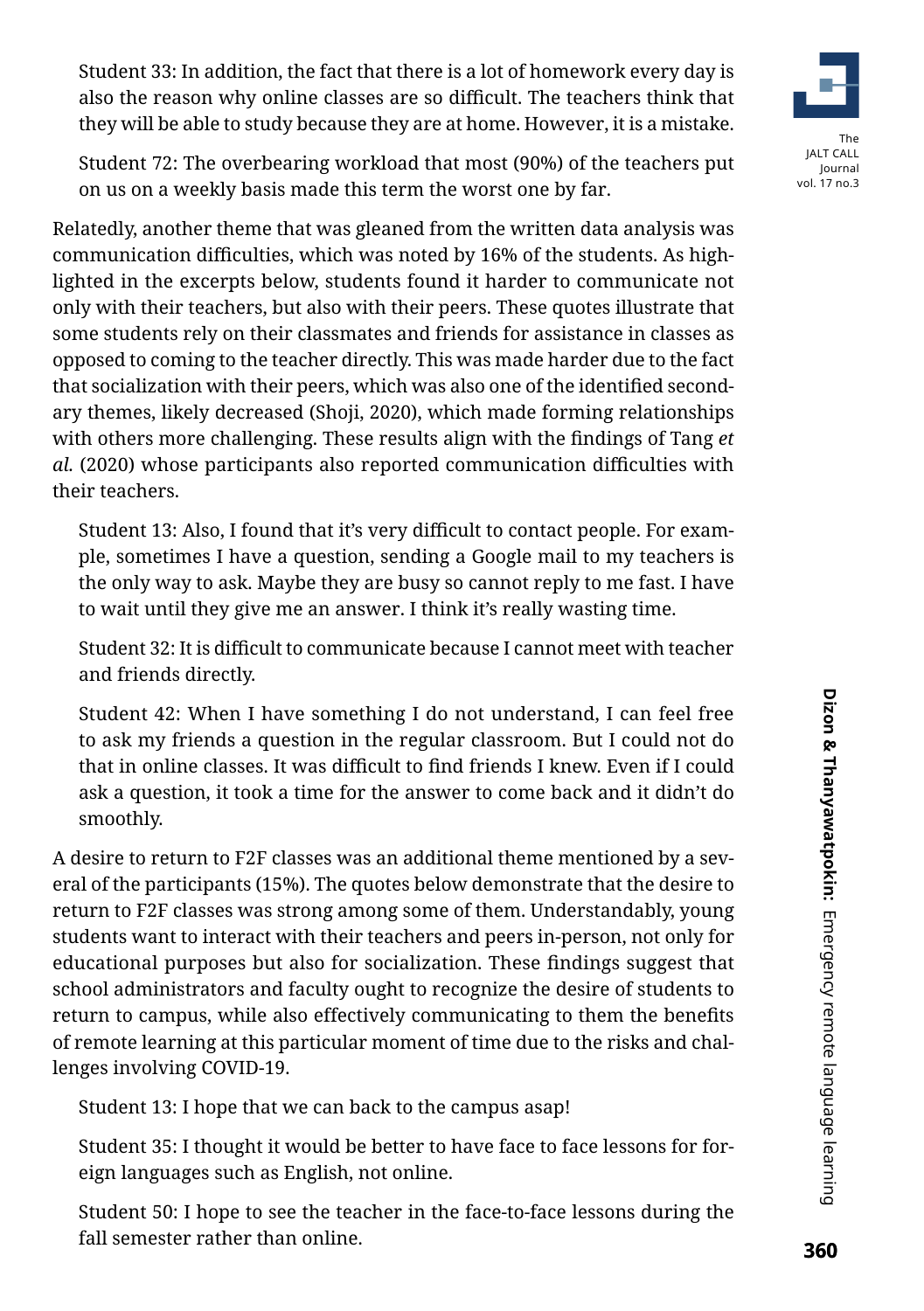Student 33: In addition, the fact that there is a lot of homework every day is also the reason why online classes are so difficult. The teachers think that they will be able to study because they are at home. However, it is a mistake.

Student 72: The overbearing workload that most (90%) of the teachers put on us on a weekly basis made this term the worst one by far.

Relatedly, another theme that was gleaned from the written data analysis was communication difficulties, which was noted by 16% of the students. As highlighted in the excerpts below, students found it harder to communicate not only with their teachers, but also with their peers. These quotes illustrate that some students rely on their classmates and friends for assistance in classes as opposed to coming to the teacher directly. This was made harder due to the fact that socialization with their peers, which was also one of the identified secondary themes, likely decreased (Shoji, 2020), which made forming relationships with others more challenging. These results align with the findings of Tang *et al.* (2020) whose participants also reported communication difficulties with their teachers.

Student 13: Also, I found that it's very difficult to contact people. For example, sometimes I have a question, sending a Google mail to my teachers is the only way to ask. Maybe they are busy so cannot reply to me fast. I have to wait until they give me an answer. I think it's really wasting time.

Student 32: It is difficult to communicate because I cannot meet with teacher and friends directly.

Student 42: When I have something I do not understand, I can feel free to ask my friends a question in the regular classroom. But I could not do that in online classes. It was difficult to find friends I knew. Even if I could ask a question, it took a time for the answer to come back and it didn't do smoothly.

A desire to return to F2F classes was an additional theme mentioned by a several of the participants (15%). The quotes below demonstrate that the desire to return to F2F classes was strong among some of them. Understandably, young students want to interact with their teachers and peers in-person, not only for educational purposes but also for socialization. These findings suggest that school administrators and faculty ought to recognize the desire of students to return to campus, while also effectively communicating to them the benefits of remote learning at this particular moment of time due to the risks and challenges involving COVID-19.

Student 13: I hope that we can back to the campus asap!

Student 35: I thought it would be better to have face to face lessons for foreign languages such as English, not online.

Student 50: I hope to see the teacher in the face-to-face lessons during the fall semester rather than online.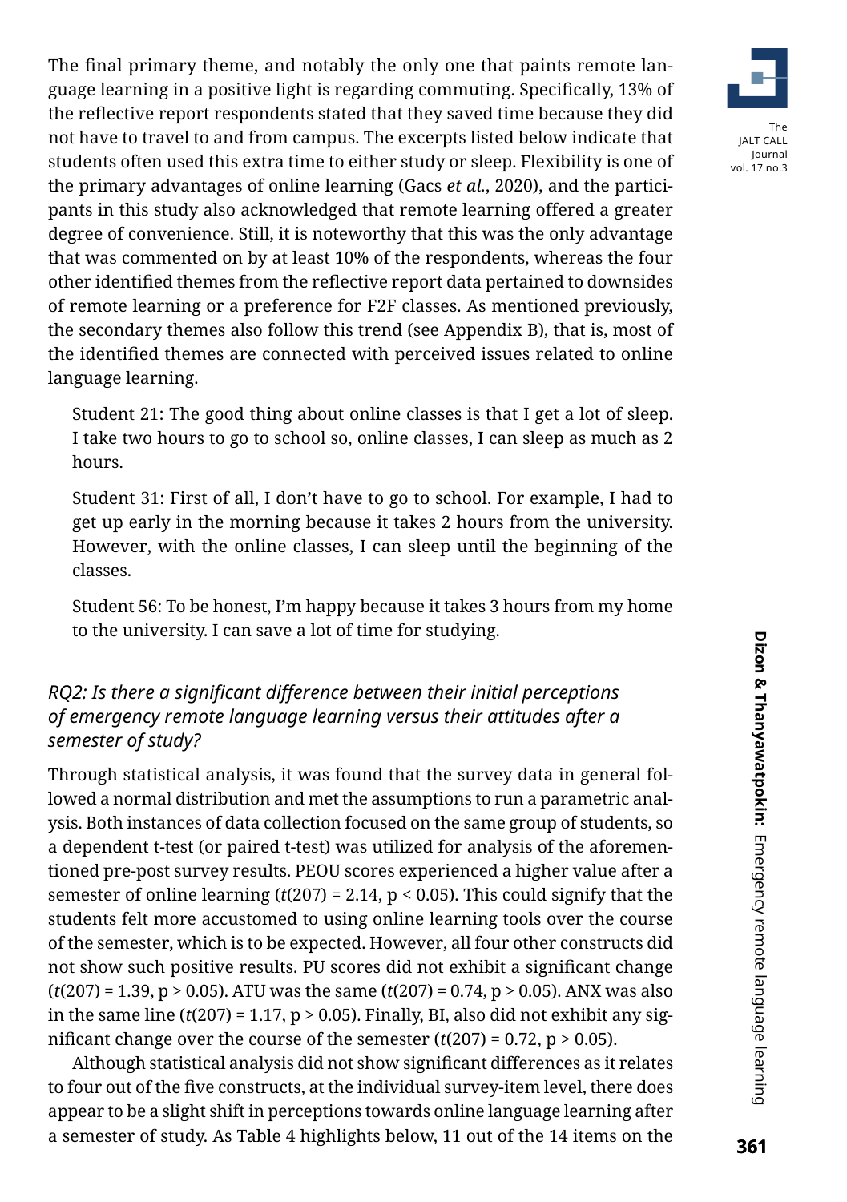The final primary theme, and notably the only one that paints remote language learning in a positive light is regarding commuting. Specifically, 13% of the reflective report respondents stated that they saved time because they did not have to travel to and from campus. The excerpts listed below indicate that students often used this extra time to either study or sleep. Flexibility is one of the primary advantages of online learning (Gacs *et al.*, 2020), and the participants in this study also acknowledged that remote learning offered a greater degree of convenience. Still, it is noteworthy that this was the only advantage that was commented on by at least 10% of the respondents, whereas the four other identified themes from the reflective report data pertained to downsides of remote learning or a preference for F2F classes. As mentioned previously, the secondary themes also follow this trend (see Appendix B), that is, most of the identified themes are connected with perceived issues related to online language learning.

> Student 21: The good thing about online classes is that I get a lot of sleep. I take two hours to go to school so, online classes, I can sleep as much as 2 hours.
>
> Student 31: First of all, I don't have to go to school. For example, I had to get up early in the morning because it takes 2 hours from the university. However, with the online classes, I can sleep until the beginning of the classes.
>
> Student 56: To be honest, I'm happy because it takes 3 hours from my home to the university. I can save a lot of time for studying.

### *RQ2: Is there a significant difference between their initial perceptions of emergency remote language learning versus their attitudes after a semester of study?*

Through statistical analysis, it was found that the survey data in general followed a normal distribution and met the assumptions to run a parametric analysis. Both instances of data collection focused on the same group of students, so a dependent t-test (or paired t-test) was utilized for analysis of the aforementioned pre-post survey results. PEOU scores experienced a higher value after a semester of online learning ($t(207) = 2.14$, $p < 0.05$). This could signify that the students felt more accustomed to using online learning tools over the course of the semester, which is to be expected. However, all four other constructs did not show such positive results. PU scores did not exhibit a significant change ($t(207) = 1.39$, $p > 0.05$). ATU was the same ($t(207) = 0.74$, $p > 0.05$). ANX was also in the same line ($t(207) = 1.17$, $p > 0.05$). Finally, BI, also did not exhibit any significant change over the course of the semester ($t(207) = 0.72$, $p > 0.05$).

Although statistical analysis did not show significant differences as it relates to four out of the five constructs, at the individual survey-item level, there does appear to be a slight shift in perceptions towards online language learning after a semester of study. As Table 4 highlights below, 11 out of the 14 items on the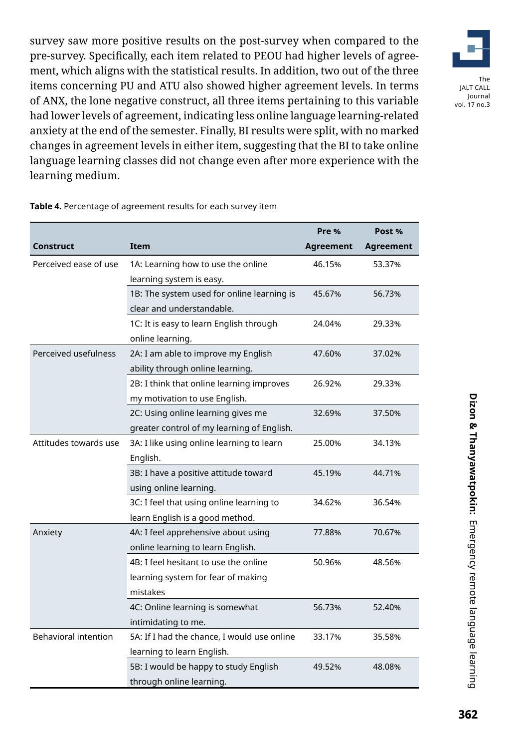survey saw more positive results on the post-survey when compared to the pre-survey. Specifically, each item related to PEOU had higher levels of agreement, which aligns with the statistical results. In addition, two out of the three items concerning PU and ATU also showed higher agreement levels. In terms of ANX, the lone negative construct, all three items pertaining to this variable had lower levels of agreement, indicating less online language learning-related anxiety at the end of the semester. Finally, BI results were split, with no marked changes in agreement levels in either item, suggesting that the BI to take online language learning classes did not change even after more experience with the learning medium.

**Table 4.** Percentage of agreement results for each survey item

| Construct | Item | Pre % Agreement | Post % Agreement |
|---|---|---|---|
| Perceived ease of use | 1A: Learning how to use the online learning system is easy. | 46.15% | 53.37% |
| | 1B: The system used for online learning is clear and understandable. | 45.67% | 56.73% |
| | 1C: It is easy to learn English through online learning. | 24.04% | 29.33% |
| Perceived usefulness | 2A: I am able to improve my English ability through online learning. | 47.60% | 37.02% |
| | 2B: I think that online learning improves my motivation to use English. | 26.92% | 29.33% |
| | 2C: Using online learning gives me greater control of my learning of English. | 32.69% | 37.50% |
| Attitudes towards use | 3A: I like using online learning to learn English. | 25.00% | 34.13% |
| | 3B: I have a positive attitude toward using online learning. | 45.19% | 44.71% |
| | 3C: I feel that using online learning to learn English is a good method. | 34.62% | 36.54% |
| Anxiety | 4A: I feel apprehensive about using online learning to learn English. | 77.88% | 70.67% |
| | 4B: I feel hesitant to use the online learning system for fear of making mistakes | 50.96% | 48.56% |
| | 4C: Online learning is somewhat intimidating to me. | 56.73% | 52.40% |
| Behavioral intention | 5A: If I had the chance, I would use online learning to learn English. | 33.17% | 35.58% |
| | 5B: I would be happy to study English through online learning. | 49.52% | 48.08% |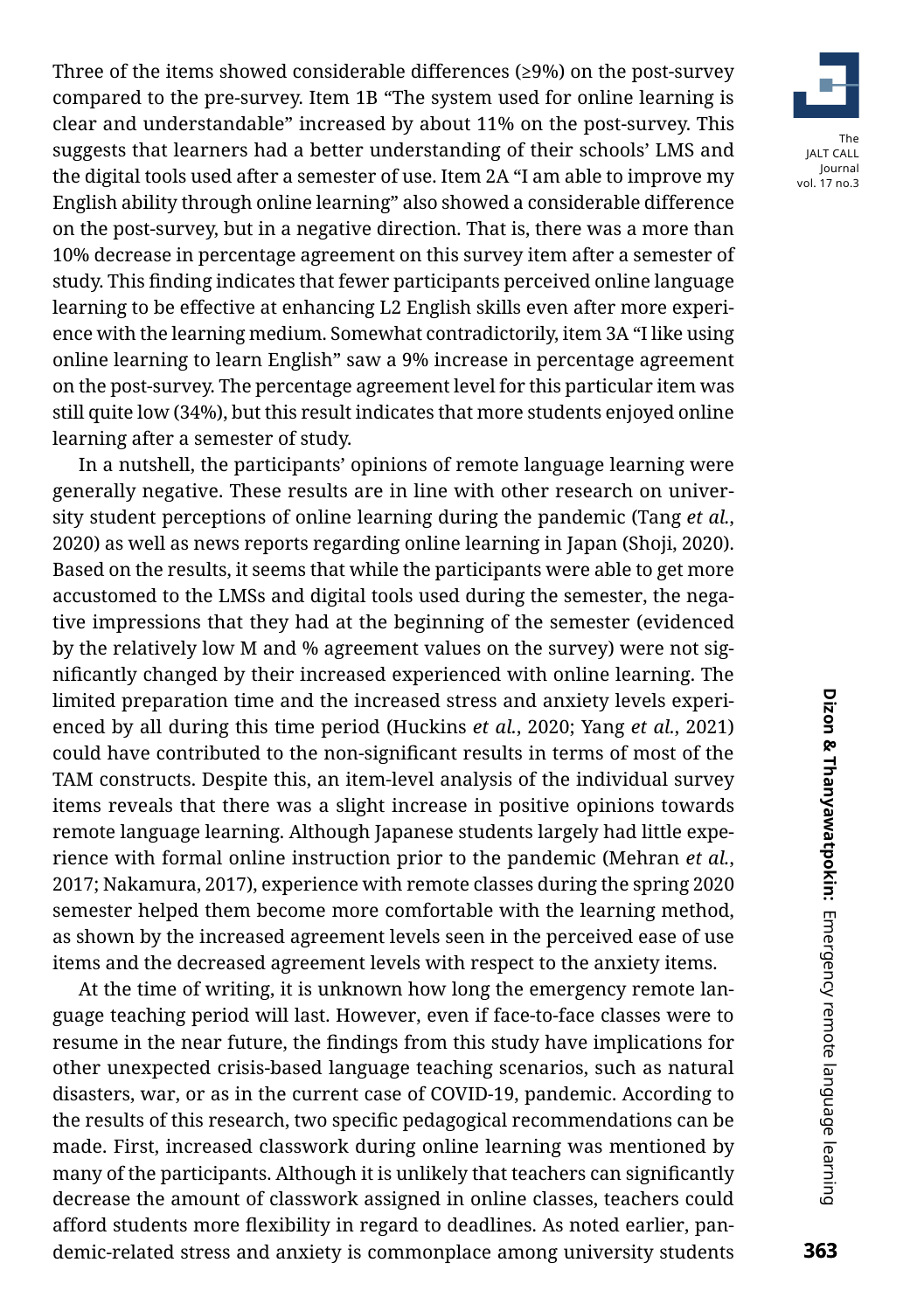Three of the items showed considerable differences (≥9%) on the post-survey compared to the pre-survey. Item 1B "The system used for online learning is clear and understandable" increased by about 11% on the post-survey. This suggests that learners had a better understanding of their schools' LMS and the digital tools used after a semester of use. Item 2A "I am able to improve my English ability through online learning" also showed a considerable difference on the post-survey, but in a negative direction. That is, there was a more than 10% decrease in percentage agreement on this survey item after a semester of study. This finding indicates that fewer participants perceived online language learning to be effective at enhancing L2 English skills even after more experience with the learning medium. Somewhat contradictorily, item 3A "I like using online learning to learn English" saw a 9% increase in percentage agreement on the post-survey. The percentage agreement level for this particular item was still quite low (34%), but this result indicates that more students enjoyed online learning after a semester of study.

In a nutshell, the participants' opinions of remote language learning were generally negative. These results are in line with other research on university student perceptions of online learning during the pandemic (Tang *et al.*, 2020) as well as news reports regarding online learning in Japan (Shoji, 2020). Based on the results, it seems that while the participants were able to get more accustomed to the LMSs and digital tools used during the semester, the negative impressions that they had at the beginning of the semester (evidenced by the relatively low M and % agreement values on the survey) were not significantly changed by their increased experienced with online learning. The limited preparation time and the increased stress and anxiety levels experienced by all during this time period (Huckins *et al.*, 2020; Yang *et al.*, 2021) could have contributed to the non-significant results in terms of most of the TAM constructs. Despite this, an item-level analysis of the individual survey items reveals that there was a slight increase in positive opinions towards remote language learning. Although Japanese students largely had little experience with formal online instruction prior to the pandemic (Mehran *et al.*, 2017; Nakamura, 2017), experience with remote classes during the spring 2020 semester helped them become more comfortable with the learning method, as shown by the increased agreement levels seen in the perceived ease of use items and the decreased agreement levels with respect to the anxiety items.

At the time of writing, it is unknown how long the emergency remote language teaching period will last. However, even if face-to-face classes were to resume in the near future, the findings from this study have implications for other unexpected crisis-based language teaching scenarios, such as natural disasters, war, or as in the current case of COVID-19, pandemic. According to the results of this research, two specific pedagogical recommendations can be made. First, increased classwork during online learning was mentioned by many of the participants. Although it is unlikely that teachers can significantly decrease the amount of classwork assigned in online classes, teachers could afford students more flexibility in regard to deadlines. As noted earlier, pandemic-related stress and anxiety is commonplace among university students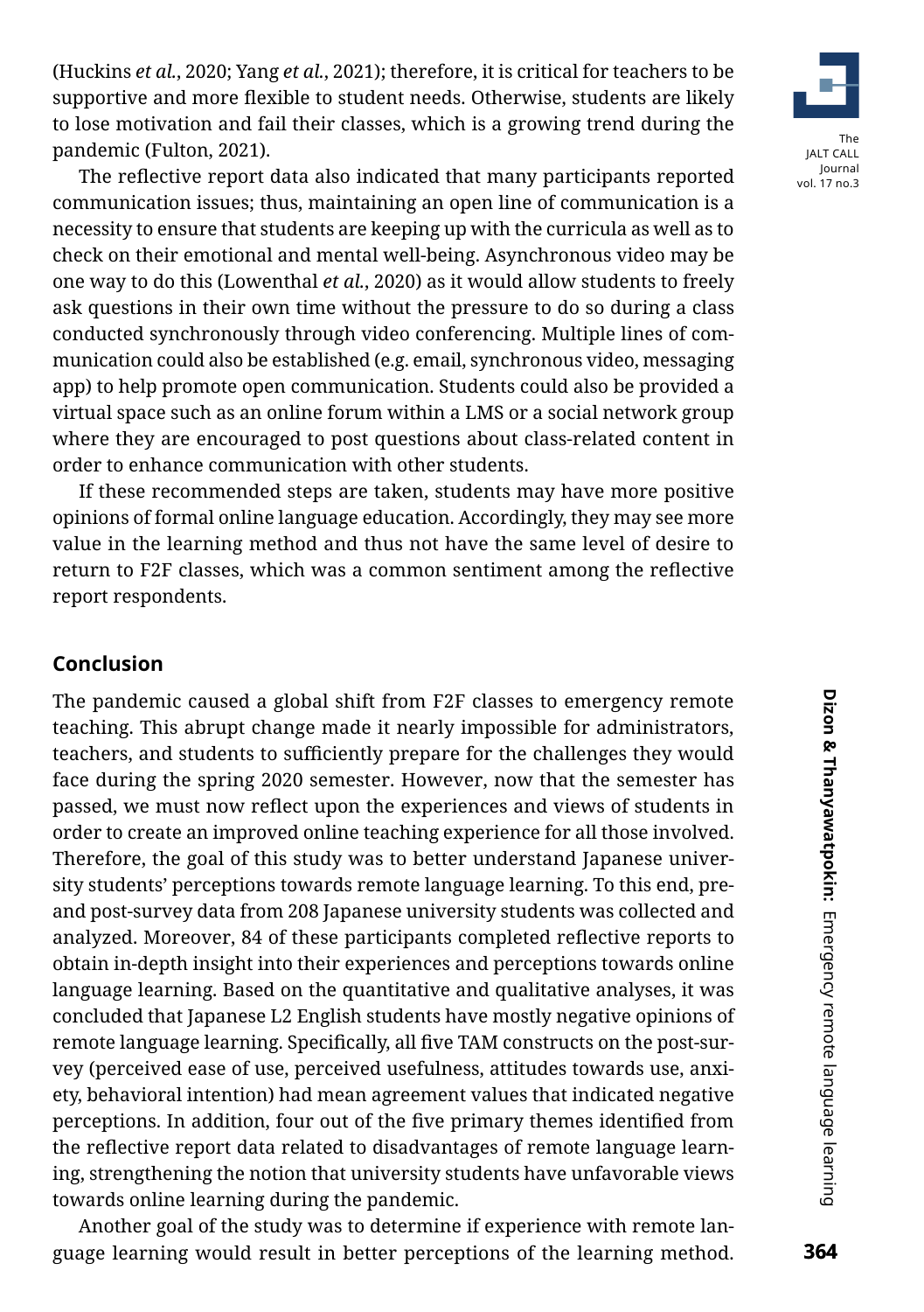(Huckins *et al.*, 2020; Yang *et al.*, 2021); therefore, it is critical for teachers to be supportive and more flexible to student needs. Otherwise, students are likely to lose motivation and fail their classes, which is a growing trend during the pandemic (Fulton, 2021).

The reflective report data also indicated that many participants reported communication issues; thus, maintaining an open line of communication is a necessity to ensure that students are keeping up with the curricula as well as to check on their emotional and mental well-being. Asynchronous video may be one way to do this (Lowenthal *et al.*, 2020) as it would allow students to freely ask questions in their own time without the pressure to do so during a class conducted synchronously through video conferencing. Multiple lines of communication could also be established (e.g. email, synchronous video, messaging app) to help promote open communication. Students could also be provided a virtual space such as an online forum within a LMS or a social network group where they are encouraged to post questions about class-related content in order to enhance communication with other students.

If these recommended steps are taken, students may have more positive opinions of formal online language education. Accordingly, they may see more value in the learning method and thus not have the same level of desire to return to F2F classes, which was a common sentiment among the reflective report respondents.

## Conclusion

The pandemic caused a global shift from F2F classes to emergency remote teaching. This abrupt change made it nearly impossible for administrators, teachers, and students to sufficiently prepare for the challenges they would face during the spring 2020 semester. However, now that the semester has passed, we must now reflect upon the experiences and views of students in order to create an improved online teaching experience for all those involved. Therefore, the goal of this study was to better understand Japanese university students' perceptions towards remote language learning. To this end, pre- and post-survey data from 208 Japanese university students was collected and analyzed. Moreover, 84 of these participants completed reflective reports to obtain in-depth insight into their experiences and perceptions towards online language learning. Based on the quantitative and qualitative analyses, it was concluded that Japanese L2 English students have mostly negative opinions of remote language learning. Specifically, all five TAM constructs on the post-survey (perceived ease of use, perceived usefulness, attitudes towards use, anxiety, behavioral intention) had mean agreement values that indicated negative perceptions. In addition, four out of the five primary themes identified from the reflective report data related to disadvantages of remote language learning, strengthening the notion that university students have unfavorable views towards online learning during the pandemic.

Another goal of the study was to determine if experience with remote language learning would result in better perceptions of the learning method.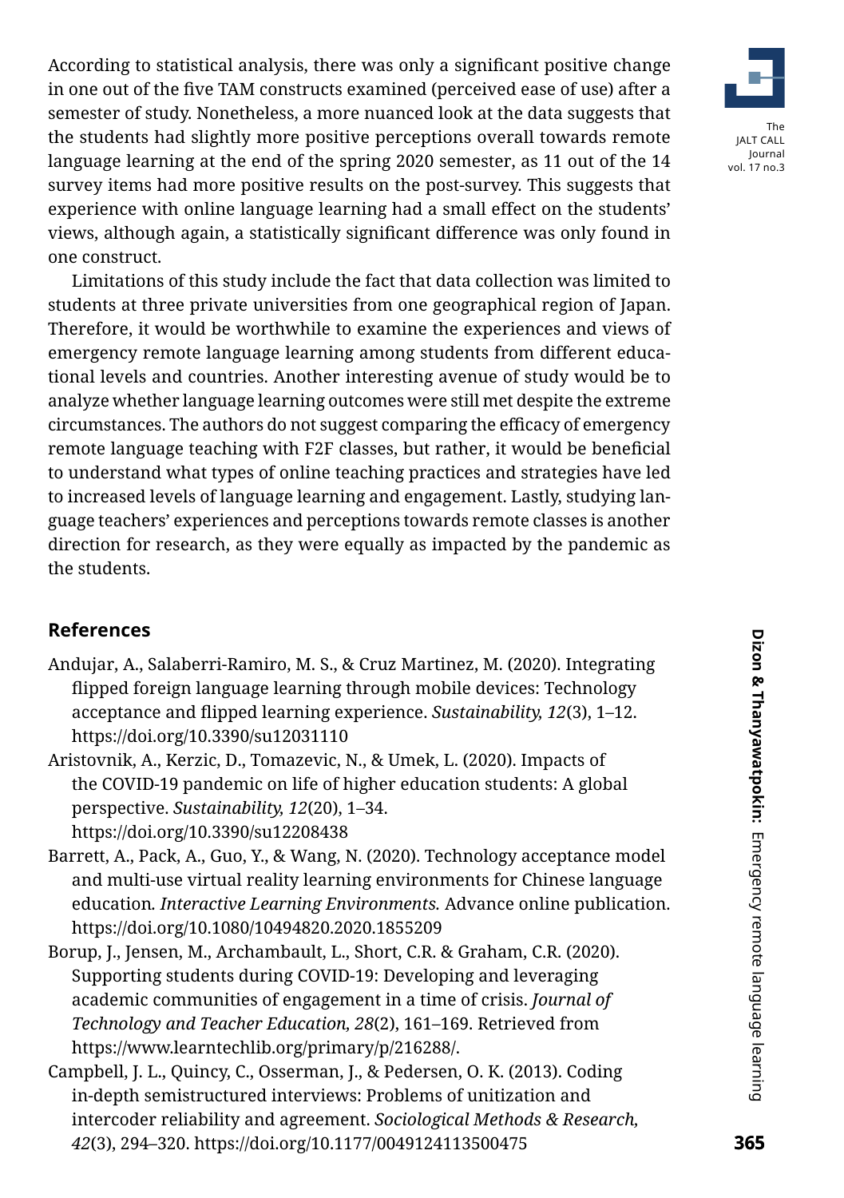According to statistical analysis, there was only a significant positive change in one out of the five TAM constructs examined (perceived ease of use) after a semester of study. Nonetheless, a more nuanced look at the data suggests that the students had slightly more positive perceptions overall towards remote language learning at the end of the spring 2020 semester, as 11 out of the 14 survey items had more positive results on the post-survey. This suggests that experience with online language learning had a small effect on the students' views, although again, a statistically significant difference was only found in one construct.

Limitations of this study include the fact that data collection was limited to students at three private universities from one geographical region of Japan. Therefore, it would be worthwhile to examine the experiences and views of emergency remote language learning among students from different educational levels and countries. Another interesting avenue of study would be to analyze whether language learning outcomes were still met despite the extreme circumstances. The authors do not suggest comparing the efficacy of emergency remote language teaching with F2F classes, but rather, it would be beneficial to understand what types of online teaching practices and strategies have led to increased levels of language learning and engagement. Lastly, studying language teachers' experiences and perceptions towards remote classes is another direction for research, as they were equally as impacted by the pandemic as the students.

## References

Andujar, A., Salaberri-Ramiro, M. S., & Cruz Martinez, M. (2020). Integrating flipped foreign language learning through mobile devices: Technology acceptance and flipped learning experience. *Sustainability, 12*(3), 1–12. https://doi.org/10.3390/su12031110

Aristovnik, A., Kerzic, D., Tomazevic, N., & Umek, L. (2020). Impacts of the COVID-19 pandemic on life of higher education students: A global perspective. *Sustainability, 12*(20), 1–34. https://doi.org/10.3390/su12208438

Barrett, A., Pack, A., Guo, Y., & Wang, N. (2020). Technology acceptance model and multi-use virtual reality learning environments for Chinese language education. *Interactive Learning Environments.* Advance online publication. https://doi.org/10.1080/10494820.2020.1855209

Borup, J., Jensen, M., Archambault, L., Short, C.R. & Graham, C.R. (2020). Supporting students during COVID-19: Developing and leveraging academic communities of engagement in a time of crisis. *Journal of Technology and Teacher Education, 28*(2), 161–169. Retrieved from https://www.learntechlib.org/primary/p/216288/.

Campbell, J. L., Quincy, C., Osserman, J., & Pedersen, O. K. (2013). Coding in-depth semistructured interviews: Problems of unitization and intercoder reliability and agreement. *Sociological Methods & Research, 42*(3), 294–320. https://doi.org/10.1177/0049124113500475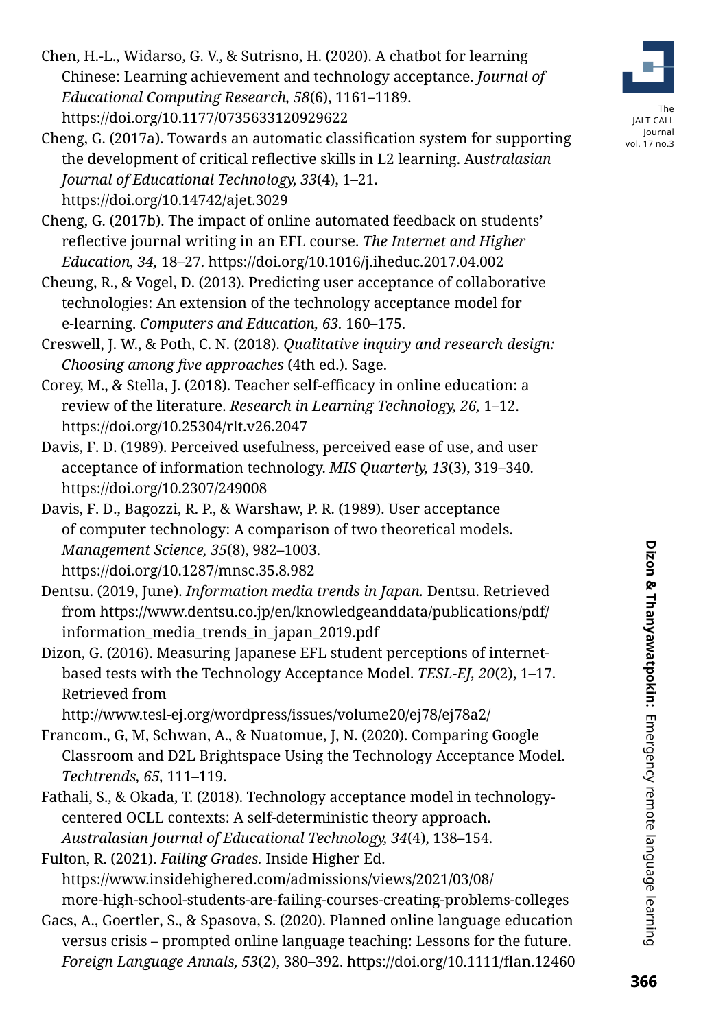Chen, H.-L., Widarso, G. V., & Sutrisno, H. (2020). A chatbot for learning Chinese: Learning achievement and technology acceptance. *Journal of Educational Computing Research, 58*(6), 1161–1189. https://doi.org/10.1177/0735633120929622

Cheng, G. (2017a). Towards an automatic classification system for supporting the development of critical reflective skills in L2 learning. Au*stralasian Journal of Educational Technology, 33*(4), 1–21. https://doi.org/10.14742/ajet.3029

Cheng, G. (2017b). The impact of online automated feedback on students' reflective journal writing in an EFL course. *The Internet and Higher Education, 34,* 18–27. https://doi.org/10.1016/j.iheduc.2017.04.002

Cheung, R., & Vogel, D. (2013). Predicting user acceptance of collaborative technologies: An extension of the technology acceptance model for e-learning. *Computers and Education, 63*. 160–175.

Creswell, J. W., & Poth, C. N. (2018). *Qualitative inquiry and research design: Choosing among five approaches* (4th ed.). Sage.

Corey, M., & Stella, J. (2018). Teacher self-efficacy in online education: a review of the literature. *Research in Learning Technology, 26,* 1–12. https://doi.org/10.25304/rlt.v26.2047

Davis, F. D. (1989). Perceived usefulness, perceived ease of use, and user acceptance of information technology. *MIS Quarterly, 13*(3), 319–340. https://doi.org/10.2307/249008

Davis, F. D., Bagozzi, R. P., & Warshaw, P. R. (1989). User acceptance of computer technology: A comparison of two theoretical models. *Management Science, 35*(8), 982–1003. https://doi.org/10.1287/mnsc.35.8.982

Dentsu. (2019, June). *Information media trends in Japan.* Dentsu. Retrieved from https://www.dentsu.co.jp/en/knowledgeanddata/publications/pdf/information_media_trends_in_japan_2019.pdf

Dizon, G. (2016). Measuring Japanese EFL student perceptions of internet-based tests with the Technology Acceptance Model. *TESL-EJ, 20*(2), 1–17. Retrieved from http://www.tesl-ej.org/wordpress/issues/volume20/ej78/ej78a2/

Francom., G, M, Schwan, A., & Nuatomue, J, N. (2020). Comparing Google Classroom and D2L Brightspace Using the Technology Acceptance Model. *Techtrends, 65,* 111–119.

Fathali, S., & Okada, T. (2018). Technology acceptance model in technology-centered OCLL contexts: A self-deterministic theory approach. *Australasian Journal of Educational Technology, 34*(4), 138–154.

Fulton, R. (2021). *Failing Grades.* Inside Higher Ed. https://www.insidehighered.com/admissions/views/2021/03/08/more-high-school-students-are-failing-courses-creating-problems-colleges

Gacs, A., Goertler, S., & Spasova, S. (2020). Planned online language education versus crisis – prompted online language teaching: Lessons for the future. *Foreign Language Annals, 53*(2), 380–392. https://doi.org/10.1111/flan.12460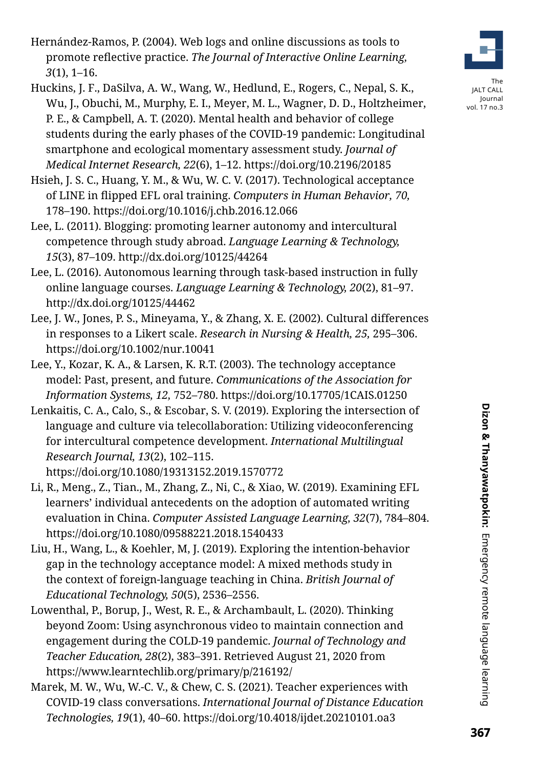Hernández-Ramos, P. (2004). Web logs and online discussions as tools to promote reflective practice. *The Journal of Interactive Online Learning, 3*(1), 1–16.

Huckins, J. F., DaSilva, A. W., Wang, W., Hedlund, E., Rogers, C., Nepal, S. K., Wu, J., Obuchi, M., Murphy, E. I., Meyer, M. L., Wagner, D. D., Holtzheimer, P. E., & Campbell, A. T. (2020). Mental health and behavior of college students during the early phases of the COVID-19 pandemic: Longitudinal smartphone and ecological momentary assessment study. *Journal of Medical Internet Research, 22*(6), 1–12. https://doi.org/10.2196/20185

Hsieh, J. S. C., Huang, Y. M., & Wu, W. C. V. (2017). Technological acceptance of LINE in flipped EFL oral training. *Computers in Human Behavior, 70,* 178–190. https://doi.org/10.1016/j.chb.2016.12.066

Lee, L. (2011). Blogging: promoting learner autonomy and intercultural competence through study abroad. *Language Learning & Technology, 15*(3), 87–109. http://dx.doi.org/10125/44264

Lee, L. (2016). Autonomous learning through task-based instruction in fully online language courses. *Language Learning & Technology, 20*(2), 81–97. http://dx.doi.org/10125/44462

Lee, J. W., Jones, P. S., Mineyama, Y., & Zhang, X. E. (2002). Cultural differences in responses to a Likert scale. *Research in Nursing & Health, 25,* 295–306. https://doi.org/10.1002/nur.10041

Lee, Y., Kozar, K. A., & Larsen, K. R.T. (2003). The technology acceptance model: Past, present, and future. *Communications of the Association for Information Systems, 12,* 752–780. https://doi.org/10.17705/1CAIS.01250

Lenkaitis, C. A., Calo, S., & Escobar, S. V. (2019). Exploring the intersection of language and culture via telecollaboration: Utilizing videoconferencing for intercultural competence development. *International Multilingual Research Journal, 13*(2), 102–115. https://doi.org/10.1080/19313152.2019.1570772

Li, R., Meng., Z., Tian., M., Zhang, Z., Ni, C., & Xiao, W. (2019). Examining EFL learners' individual antecedents on the adoption of automated writing evaluation in China. *Computer Assisted Language Learning, 32*(7), 784–804. https://doi.org/10.1080/09588221.2018.1540433

Liu, H., Wang, L., & Koehler, M, J. (2019). Exploring the intention-behavior gap in the technology acceptance model: A mixed methods study in the context of foreign-language teaching in China. *British Journal of Educational Technology, 50*(5), 2536–2556.

Lowenthal, P., Borup, J., West, R. E., & Archambault, L. (2020). Thinking beyond Zoom: Using asynchronous video to maintain connection and engagement during the COLD-19 pandemic. *Journal of Technology and Teacher Education, 28*(2), 383–391. Retrieved August 21, 2020 from https://www.learntechlib.org/primary/p/216192/

Marek, M. W., Wu, W.-C. V., & Chew, C. S. (2021). Teacher experiences with COVID-19 class conversations. *International Journal of Distance Education Technologies, 19*(1), 40–60. https://doi.org/10.4018/ijdet.20210101.oa3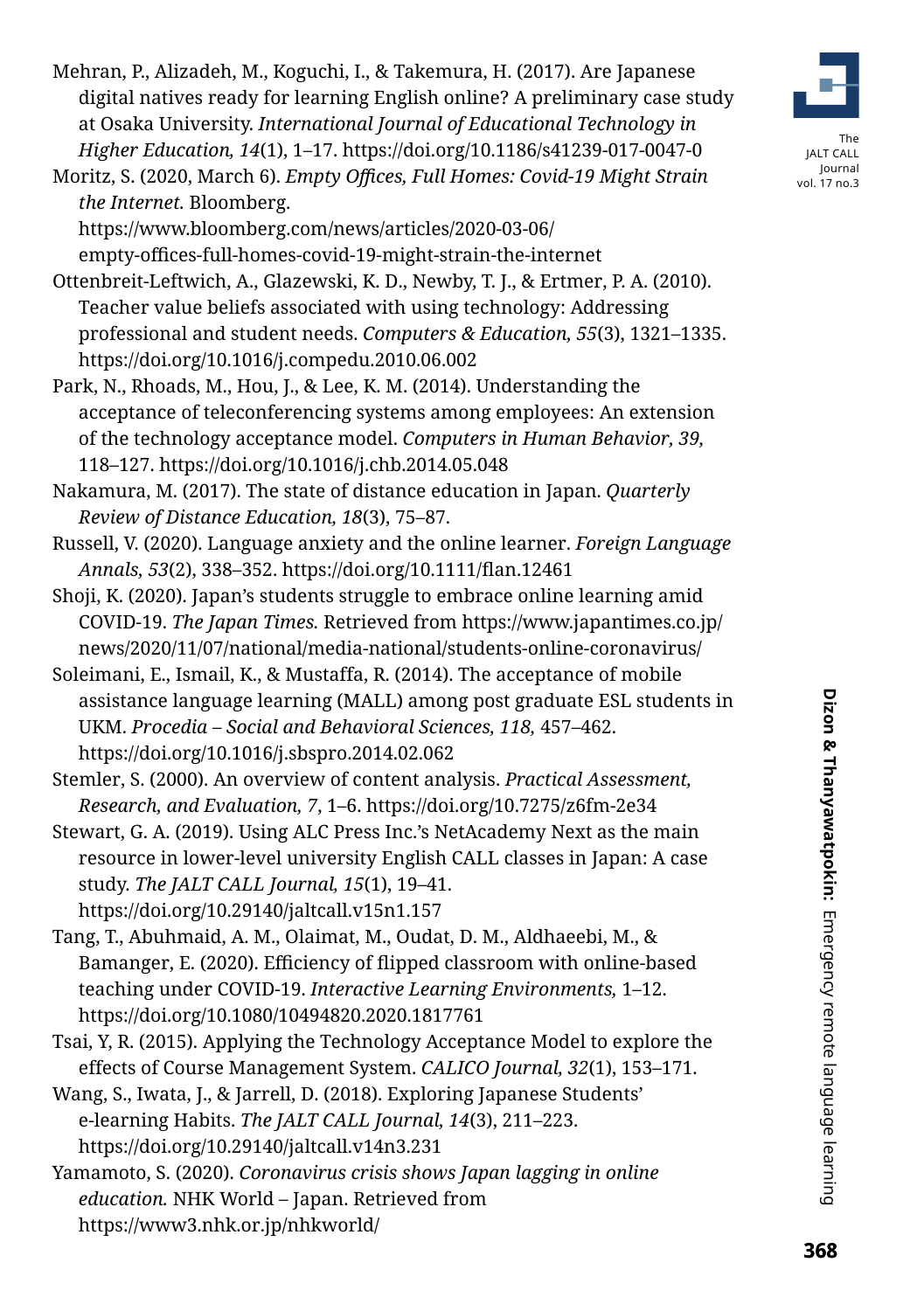Mehran, P., Alizadeh, M., Koguchi, I., & Takemura, H. (2017). Are Japanese digital natives ready for learning English online? A preliminary case study at Osaka University. *International Journal of Educational Technology in Higher Education, 14*(1), 1–17. https://doi.org/10.1186/s41239-017-0047-0

Moritz, S. (2020, March 6). *Empty Offices, Full Homes: Covid-19 Might Strain the Internet.* Bloomberg. https://www.bloomberg.com/news/articles/2020-03-06/empty-offices-full-homes-covid-19-might-strain-the-internet

Ottenbreit-Leftwich, A., Glazewski, K. D., Newby, T. J., & Ertmer, P. A. (2010). Teacher value beliefs associated with using technology: Addressing professional and student needs. *Computers & Education, 55*(3), 1321–1335. https://doi.org/10.1016/j.compedu.2010.06.002

Park, N., Rhoads, M., Hou, J., & Lee, K. M. (2014). Understanding the acceptance of teleconferencing systems among employees: An extension of the technology acceptance model. *Computers in Human Behavior, 39,* 118–127. https://doi.org/10.1016/j.chb.2014.05.048

Nakamura, M. (2017). The state of distance education in Japan. *Quarterly Review of Distance Education, 18*(3), 75–87.

Russell, V. (2020). Language anxiety and the online learner. *Foreign Language Annals, 53*(2), 338–352. https://doi.org/10.1111/flan.12461

Shoji, K. (2020). Japan's students struggle to embrace online learning amid COVID-19. *The Japan Times.* Retrieved from https://www.japantimes.co.jp/news/2020/11/07/national/media-national/students-online-coronavirus/

Soleimani, E., Ismail, K., & Mustaffa, R. (2014). The acceptance of mobile assistance language learning (MALL) among post graduate ESL students in UKM. *Procedia – Social and Behavioral Sciences, 118,* 457–462. https://doi.org/10.1016/j.sbspro.2014.02.062

Stemler, S. (2000). An overview of content analysis. *Practical Assessment, Research, and Evaluation, 7*, 1–6. https://doi.org/10.7275/z6fm-2e34

Stewart, G. A. (2019). Using ALC Press Inc.'s NetAcademy Next as the main resource in lower-level university English CALL classes in Japan: A case study. *The JALT CALL Journal, 15*(1), 19–41. https://doi.org/10.29140/jaltcall.v15n1.157

Tang, T., Abuhmaid, A. M., Olaimat, M., Oudat, D. M., Aldhaeebi, M., & Bamanger, E. (2020). Efficiency of flipped classroom with online-based teaching under COVID-19. *Interactive Learning Environments,* 1–12. https://doi.org/10.1080/10494820.2020.1817761

Tsai, Y, R. (2015). Applying the Technology Acceptance Model to explore the effects of Course Management System. *CALICO Journal, 32*(1), 153–171.

Wang, S., Iwata, J., & Jarrell, D. (2018). Exploring Japanese Students' e-learning Habits. *The JALT CALL Journal, 14*(3), 211–223. https://doi.org/10.29140/jaltcall.v14n3.231

Yamamoto, S. (2020). *Coronavirus crisis shows Japan lagging in online education.* NHK World – Japan. Retrieved from https://www3.nhk.or.jp/nhkworld/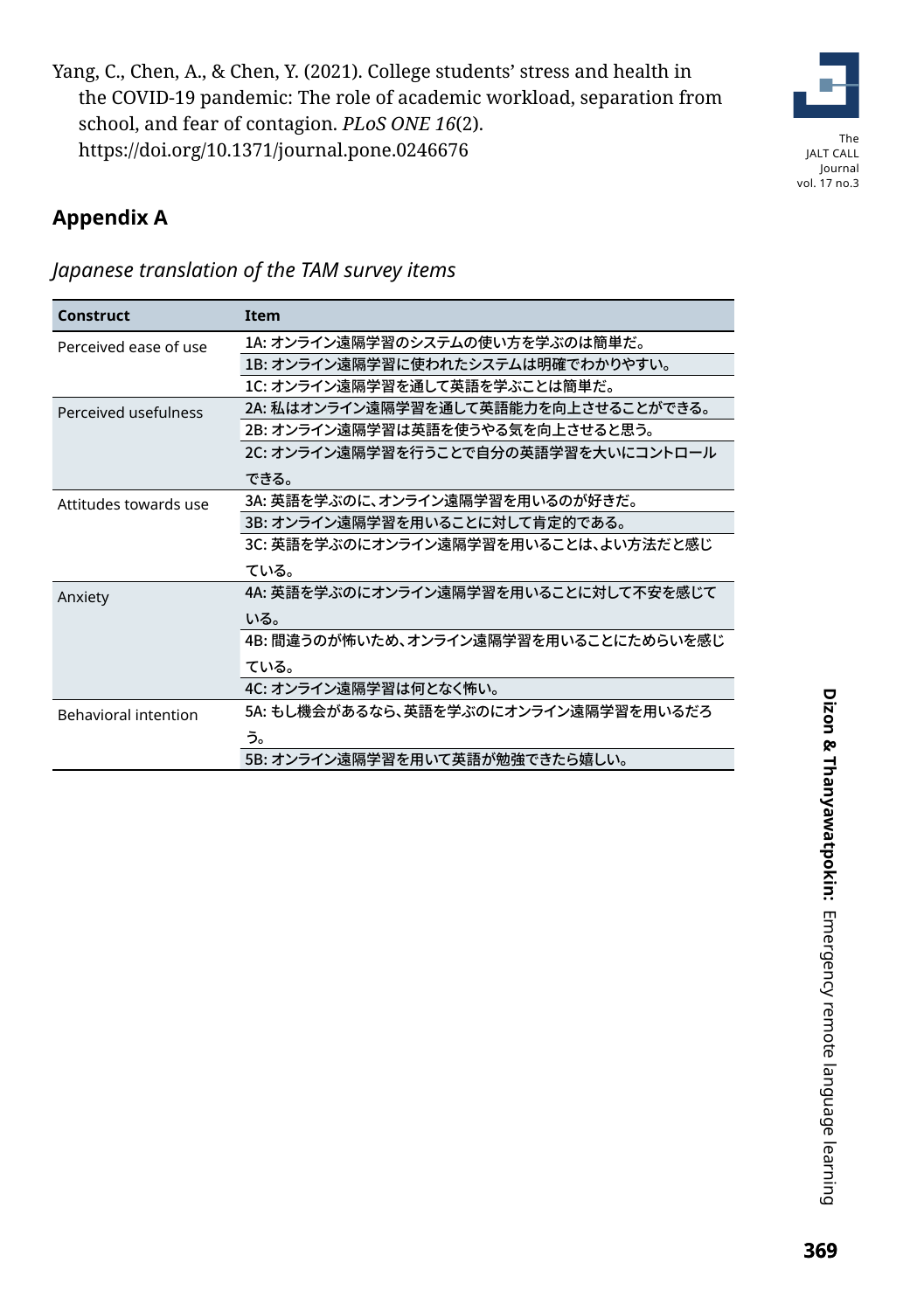Yang, C., Chen, A., & Chen, Y. (2021). College students' stress and health in the COVID-19 pandemic: The role of academic workload, separation from school, and fear of contagion. *PLoS ONE 16*(2). https://doi.org/10.1371/journal.pone.0246676

## Appendix A

*Japanese translation of the TAM survey items*

| Construct | Item |
|---|---|
| Perceived ease of use | 1A: オンライン遠隔学習のシステムの使い方を学ぶのは簡単だ。 |
| | 1B: オンライン遠隔学習に使われたシステムは明確でわかりやすい。 |
| | 1C: オンライン遠隔学習を通して英語を学ぶことは簡単だ。 |
| Perceived usefulness | 2A: 私はオンライン遠隔学習を通して英語能力を向上させることができる。 |
| | 2B: オンライン遠隔学習は英語を使うやる気を向上させると思う。 |
| | 2C: オンライン遠隔学習を行うことで自分の英語学習を大いにコントロールできる。 |
| Attitudes towards use | 3A: 英語を学ぶのに、オンライン遠隔学習を用いるのが好きだ。 |
| | 3B: オンライン遠隔学習を用いることに対して肯定的である。 |
| | 3C: 英語を学ぶのにオンライン遠隔学習を用いることは、よい方法だと感じている。 |
| Anxiety | 4A: 英語を学ぶのにオンライン遠隔学習を用いることに対して不安を感じている。 |
| | 4B: 間違うのが怖いため、オンライン遠隔学習を用いることにためらいを感じている。 |
| | 4C: オンライン遠隔学習は何となく怖い。 |
| Behavioral intention | 5A: もし機会があるなら、英語を学ぶのにオンライン遠隔学習を用いるだろう。 |
| | 5B: オンライン遠隔学習を用いて英語が勉強できたら嬉しい。 |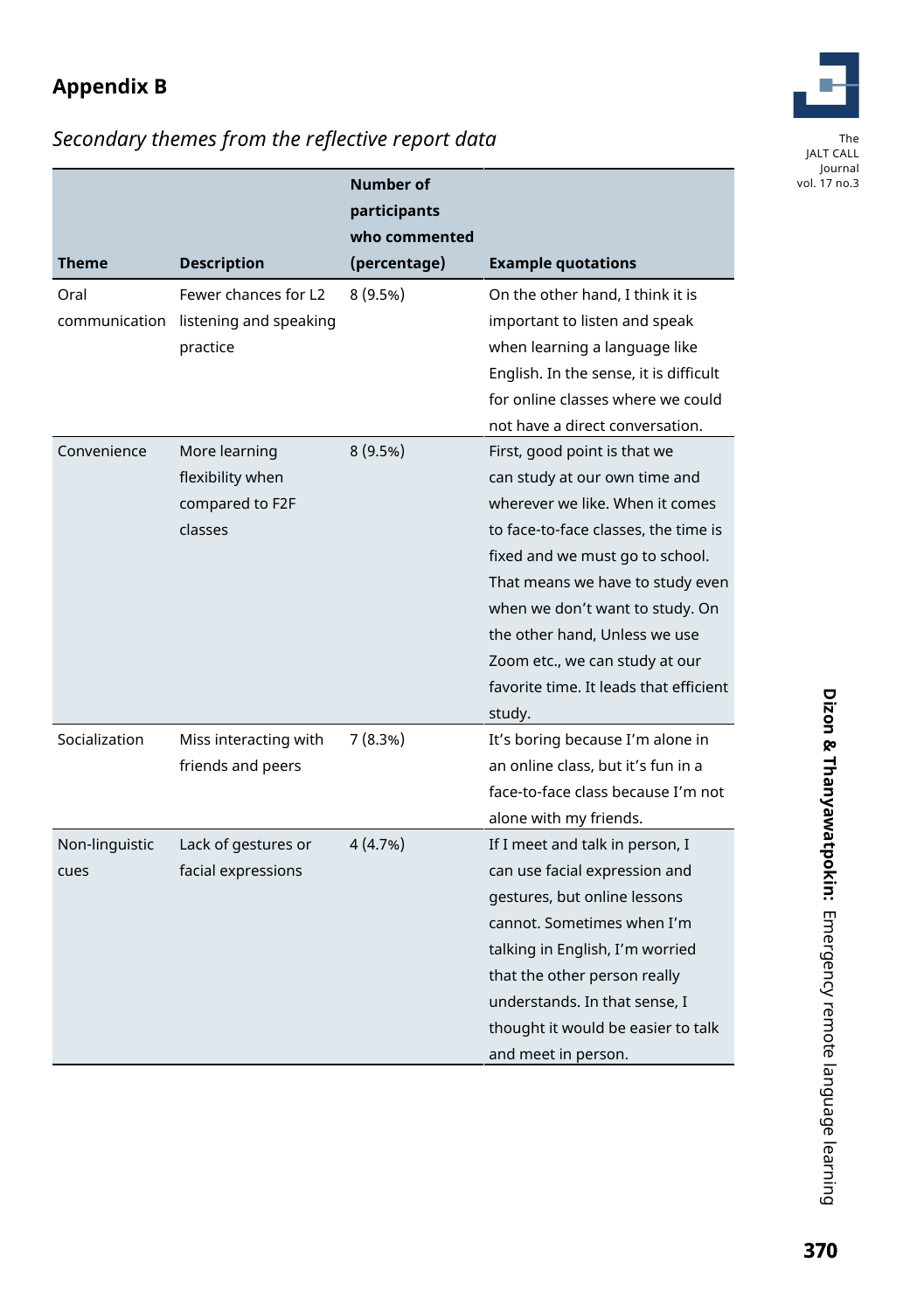## Appendix B

*Secondary themes from the reflective report data*

| Theme | Description | Number of participants who commented (percentage) | Example quotations |
|---|---|---|---|
| Oral communication | Fewer chances for L2 listening and speaking practice | 8 (9.5%) | On the other hand, I think it is important to listen and speak when learning a language like English. In the sense, it is difficult for online classes where we could not have a direct conversation. |
| Convenience | More learning flexibility when compared to F2F classes | 8 (9.5%) | First, good point is that we can study at our own time and wherever we like. When it comes to face-to-face classes, the time is fixed and we must go to school. That means we have to study even when we don't want to study. On the other hand, Unless we use Zoom etc., we can study at our favorite time. It leads that efficient study. |
| Socialization | Miss interacting with friends and peers | 7 (8.3%) | It's boring because I'm alone in an online class, but it's fun in a face-to-face class because I'm not alone with my friends. |
| Non-linguistic cues | Lack of gestures or facial expressions | 4 (4.7%) | If I meet and talk in person, I can use facial expression and gestures, but online lessons cannot. Sometimes when I'm talking in English, I'm worried that the other person really understands. In that sense, I thought it would be easier to talk and meet in person. |